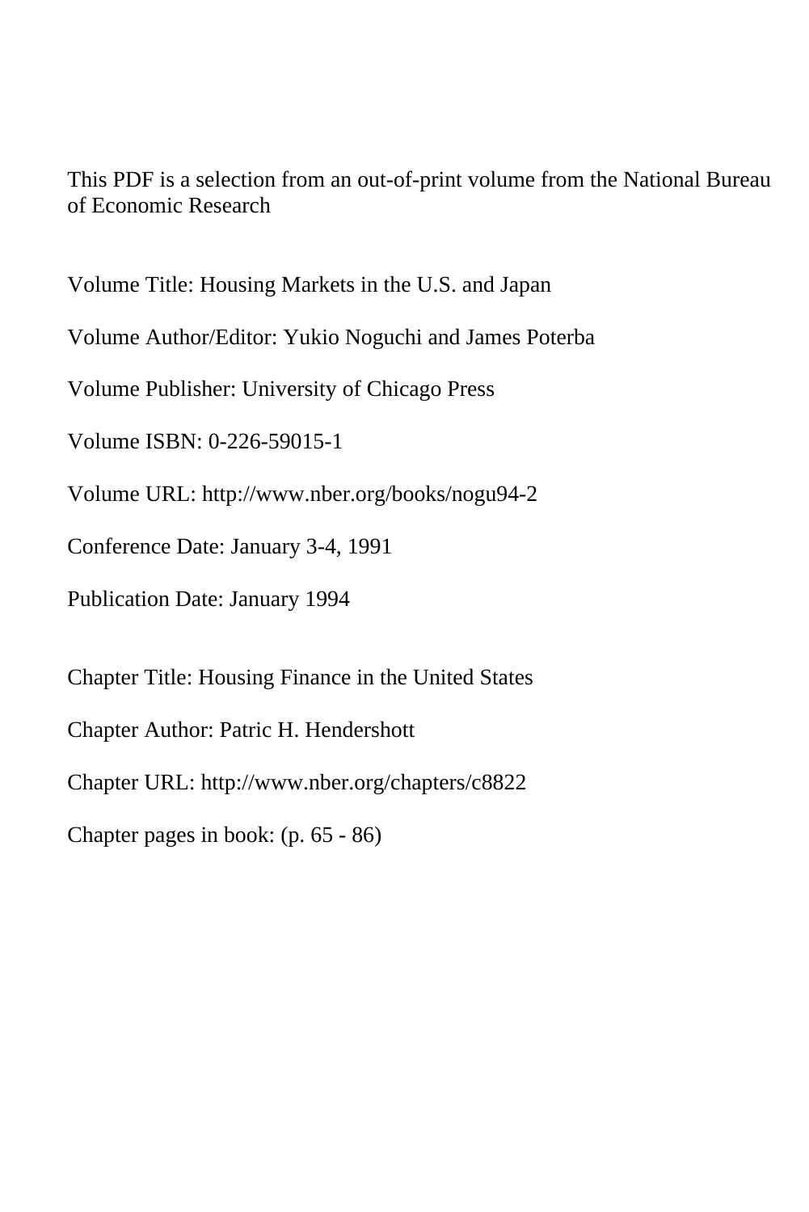This PDF is a selection from an out-of-print volume from the National Bureau of Economic Research

Volume Title: Housing Markets in the U.S. and Japan

Volume Author/Editor: Yukio Noguchi and James Poterba

Volume Publisher: University of Chicago Press

Volume ISBN: 0-226-59015-1

Volume URL: http://www.nber.org/books/nogu94-2

Conference Date: January 3-4, 1991

Publication Date: January 1994

Chapter Title: Housing Finance in the United States

Chapter Author: Patric H. Hendershott

Chapter URL: http://www.nber.org/chapters/c8822

Chapter pages in book: (p. 65 - 86)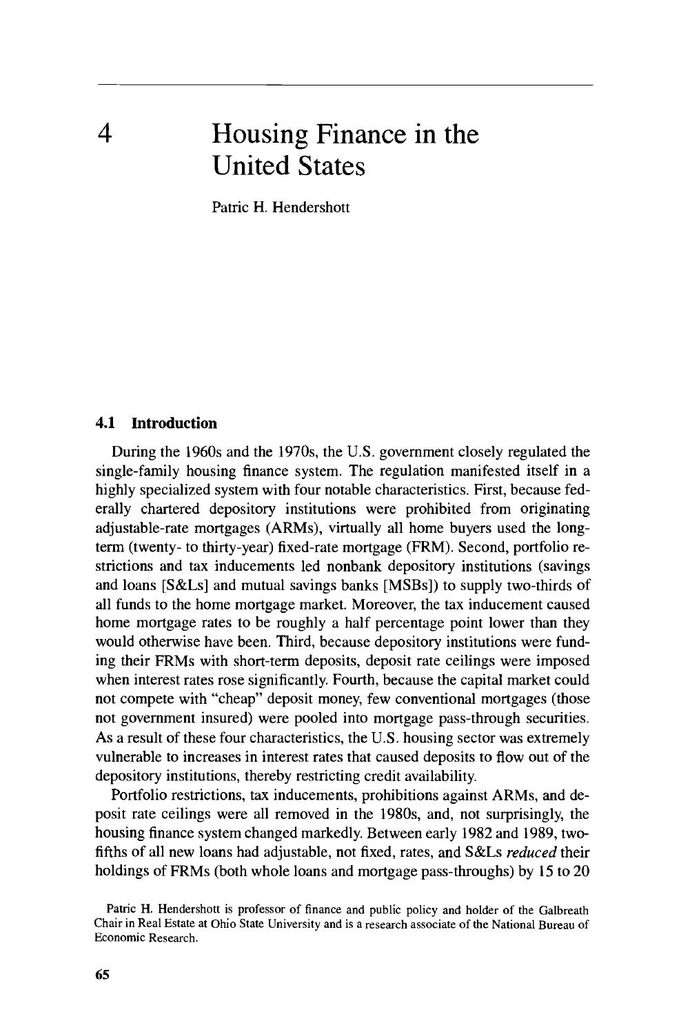# 4 Housing Finance in the United States

Patric H. Hendershott

## 4.1 Introduction

During the 1960s and the 1970s, the U.S. government closely regulated the single-family housing finance system. The regulation manifested itself in a highly specialized system with four notable characteristics. First, because federally chartered depository institutions were prohibited from originating adjustable-rate mortgages (ARMs), virtually all home buyers used the long-term (twenty- to thirty-year) fixed-rate mortgage (FRM). Second, portfolio restrictions and tax inducements led nonbank depository institutions (savings and loans [S&Ls] and mutual savings banks [MSBs]) to supply two-thirds of all funds to the home mortgage market. Moreover, the tax inducement caused home mortgage rates to be roughly a half percentage point lower than they would otherwise have been. Third, because depository institutions were funding their FRMs with short-term deposits, deposit rate ceilings were imposed when interest rates rose significantly. Fourth, because the capital market could not compete with "cheap" deposit money, few conventional mortgages (those not government insured) were pooled into mortgage pass-through securities. As a result of these four characteristics, the U.S. housing sector was extremely vulnerable to increases in interest rates that caused deposits to flow out of the depository institutions, thereby restricting credit availability.

Portfolio restrictions, tax inducements, prohibitions against ARMs, and deposit rate ceilings were all removed in the 1980s, and, not surprisingly, the housing finance system changed markedly. Between early 1982 and 1989, two-fifths of all new loans had adjustable, not fixed, rates, and S&Ls *reduced* their holdings of FRMs (both whole loans and mortgage pass-throughs) by 15 to 20

Patric H. Hendershott is professor of finance and public policy and holder of the Galbreath Chair in Real Estate at Ohio State University and is a research associate of the National Bureau of Economic Research.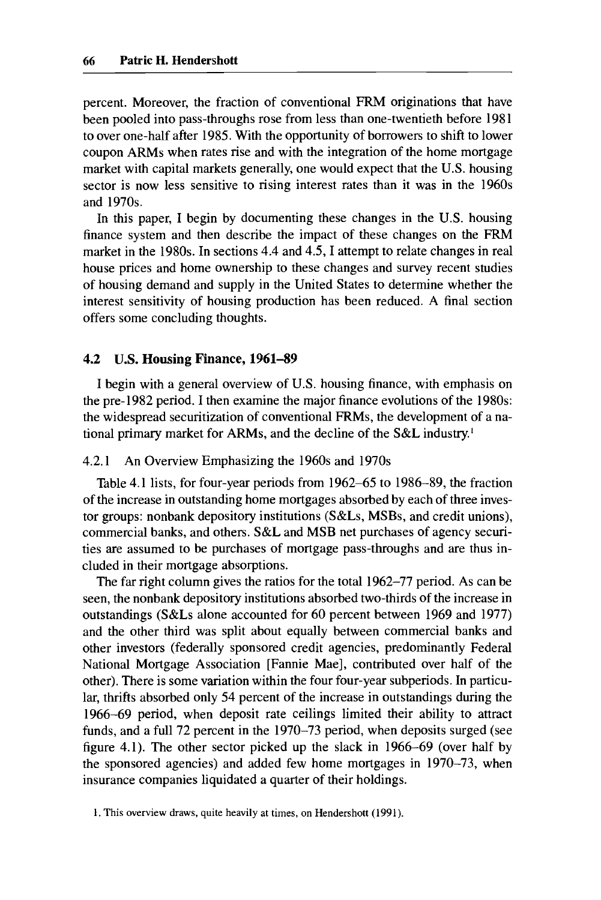percent. Moreover, the fraction of conventional FRM originations that have been pooled into pass-throughs rose from less than one-twentieth before 1981 to over one-half after 1985. With the opportunity of borrowers to shift to lower coupon ARMs when rates rise and with the integration of the home mortgage market with capital markets generally, one would expect that the U.S. housing sector is now less sensitive to rising interest rates than it was in the 1960s and 1970s.

In this paper, I begin by documenting these changes in the U.S. housing finance system and then describe the impact of these changes on the FRM market in the 1980s. In sections 4.4 and 4.5, I attempt to relate changes in real house prices and home ownership to these changes and survey recent studies of housing demand and supply in the United States to determine whether the interest sensitivity of housing production has been reduced. A final section offers some concluding thoughts.

## 4.2 U.S. Housing Finance, 1961–89

I begin with a general overview of U.S. housing finance, with emphasis on the pre-1982 period. I then examine the major finance evolutions of the 1980s: the widespread securitization of conventional FRMs, the development of a national primary market for ARMs, and the decline of the S&L industry.[1]

### 4.2.1 An Overview Emphasizing the 1960s and 1970s

Table 4.1 lists, for four-year periods from 1962–65 to 1986–89, the fraction of the increase in outstanding home mortgages absorbed by each of three investor groups: nonbank depository institutions (S&Ls, MSBs, and credit unions), commercial banks, and others. S&L and MSB net purchases of agency securities are assumed to be purchases of mortgage pass-throughs and are thus included in their mortgage absorptions.

The far right column gives the ratios for the total 1962–77 period. As can be seen, the nonbank depository institutions absorbed two-thirds of the increase in outstandings (S&Ls alone accounted for 60 percent between 1969 and 1977) and the other third was split about equally between commercial banks and other investors (federally sponsored credit agencies, predominantly Federal National Mortgage Association [Fannie Mae], contributed over half of the other). There is some variation within the four four-year subperiods. In particular, thrifts absorbed only 54 percent of the increase in outstandings during the 1966–69 period, when deposit rate ceilings limited their ability to attract funds, and a full 72 percent in the 1970–73 period, when deposits surged (see figure 4.1). The other sector picked up the slack in 1966–69 (over half by the sponsored agencies) and added few home mortgages in 1970–73, when insurance companies liquidated a quarter of their holdings.

1. This overview draws, quite heavily at times, on Hendershott (1991).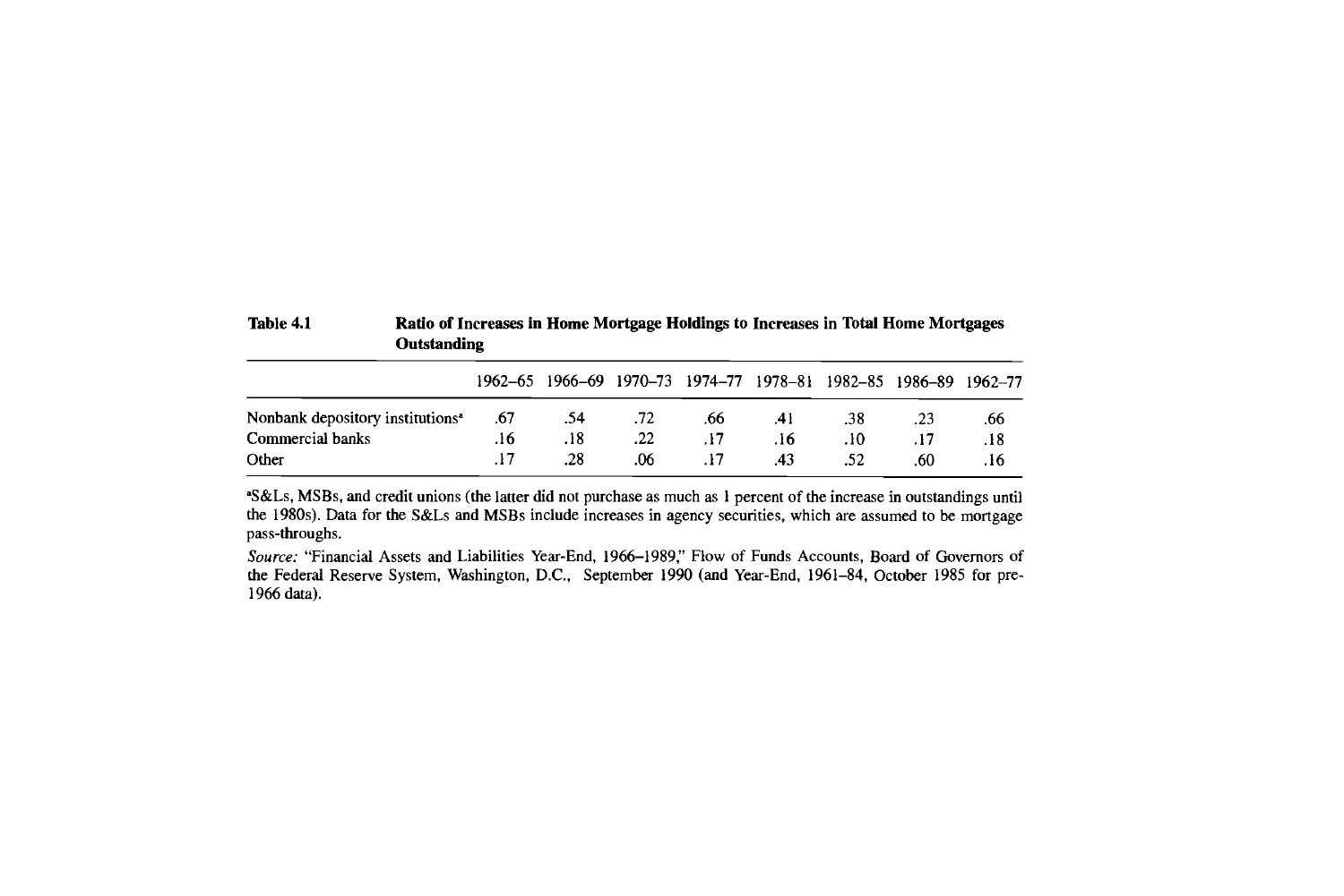Table 4.1 **Ratio of Increases in Home Mortgage Holdings to Increases in Total Home Mortgages Outstanding**

| | 1962–65 | 1966–69 | 1970–73 | 1974–77 | 1978–81 | 1982–85 | 1986–89 | 1962–77 |
|---|---|---|---|---|---|---|---|---|
| Nonbank depository institutions[a] | .67 | .54 | .72 | .66 | .41 | .38 | .23 | .66 |
| Commercial banks | .16 | .18 | .22 | .17 | .16 | .10 | .17 | .18 |
| Other | .17 | .28 | .06 | .17 | .43 | .52 | .60 | .16 |

[a]S&Ls, MSBs, and credit unions (the latter did not purchase as much as 1 percent of the increase in outstandings until the 1980s). Data for the S&Ls and MSBs include increases in agency securities, which are assumed to be mortgage pass-throughs.

*Source:* "Financial Assets and Liabilities Year-End, 1966–1989," Flow of Funds Accounts, Board of Governors of the Federal Reserve System, Washington, D.C., September 1990 (and Year-End, 1961–84, October 1985 for pre-1966 data).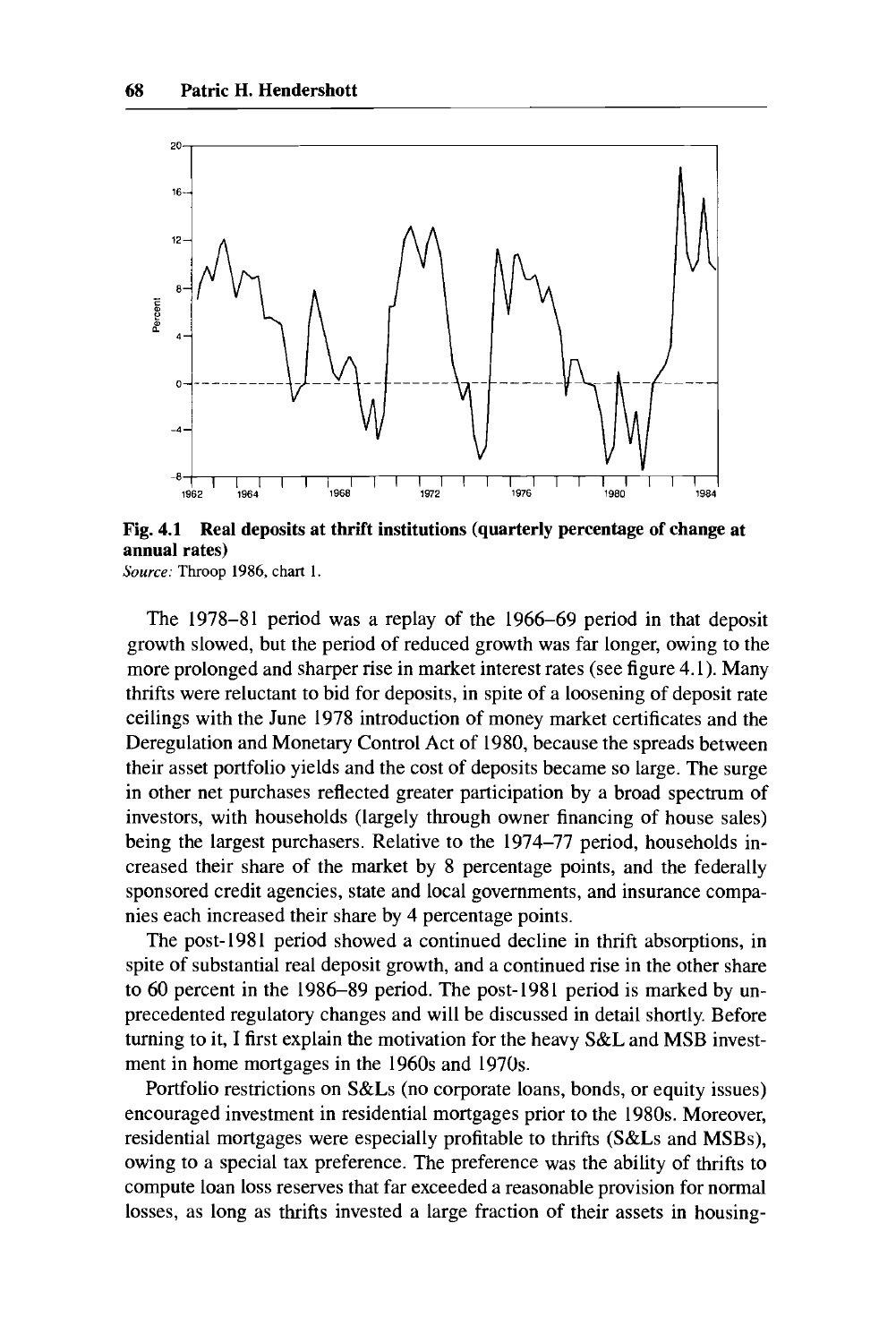Fig. 4.1 **Real deposits at thrift institutions (quarterly percentage of change at annual rates)**
*Source:* Throop 1986, chart 1.

The 1978–81 period was a replay of the 1966–69 period in that deposit growth slowed, but the period of reduced growth was far longer, owing to the more prolonged and sharper rise in market interest rates (see figure 4.1). Many thrifts were reluctant to bid for deposits, in spite of a loosening of deposit rate ceilings with the June 1978 introduction of money market certificates and the Deregulation and Monetary Control Act of 1980, because the spreads between their asset portfolio yields and the cost of deposits became so large. The surge in other net purchases reflected greater participation by a broad spectrum of investors, with households (largely through owner financing of house sales) being the largest purchasers. Relative to the 1974–77 period, households increased their share of the market by 8 percentage points, and the federally sponsored credit agencies, state and local governments, and insurance companies each increased their share by 4 percentage points.

The post-1981 period showed a continued decline in thrift absorptions, in spite of substantial real deposit growth, and a continued rise in the other share to 60 percent in the 1986–89 period. The post-1981 period is marked by unprecedented regulatory changes and will be discussed in detail shortly. Before turning to it, I first explain the motivation for the heavy S&L and MSB investment in home mortgages in the 1960s and 1970s.

Portfolio restrictions on S&Ls (no corporate loans, bonds, or equity issues) encouraged investment in residential mortgages prior to the 1980s. Moreover, residential mortgages were especially profitable to thrifts (S&Ls and MSBs), owing to a special tax preference. The preference was the ability of thrifts to compute loan loss reserves that far exceeded a reasonable provision for normal losses, as long as thrifts invested a large fraction of their assets in housing-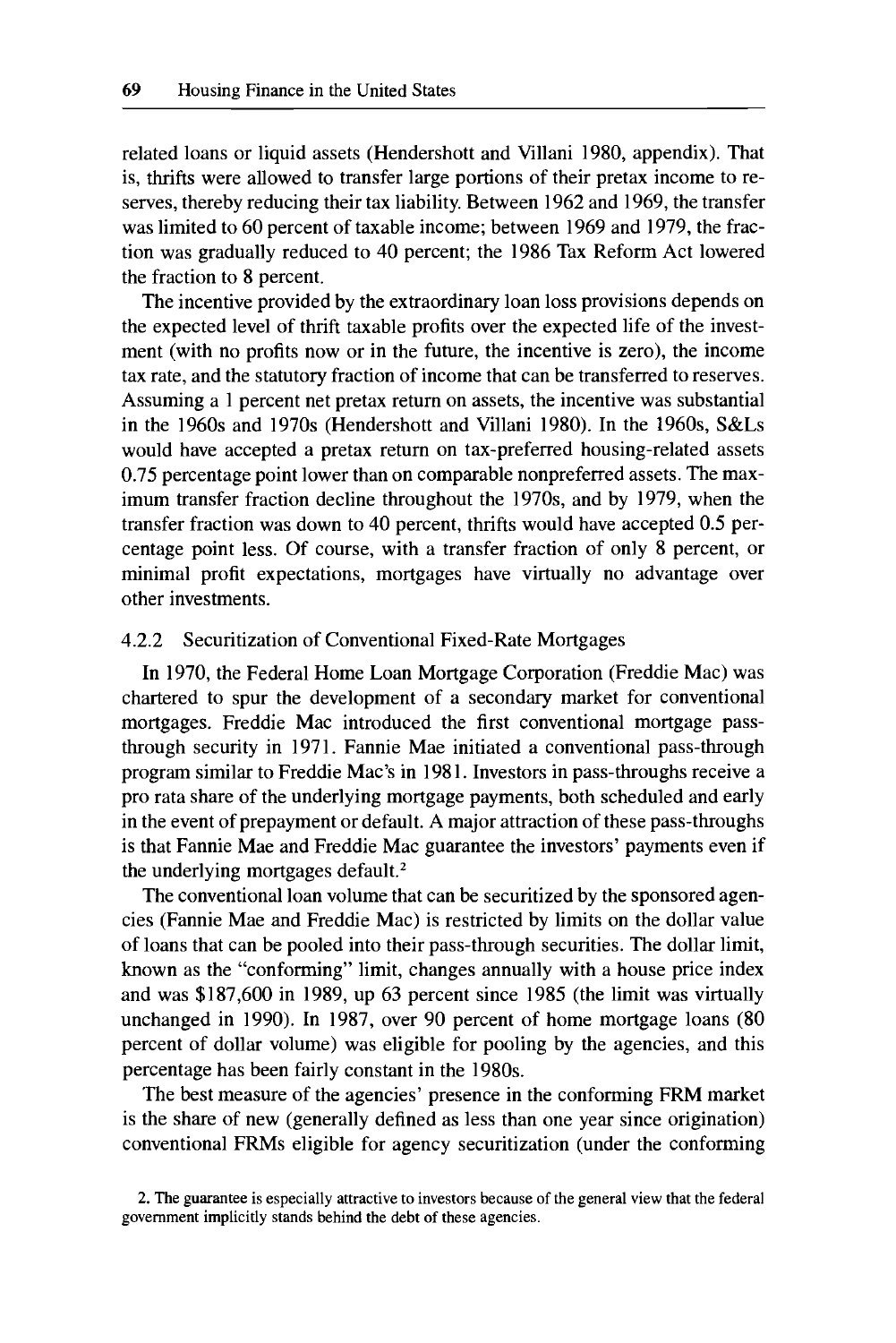related loans or liquid assets (Hendershott and Villani 1980, appendix). That is, thrifts were allowed to transfer large portions of their pretax income to reserves, thereby reducing their tax liability. Between 1962 and 1969, the transfer was limited to 60 percent of taxable income; between 1969 and 1979, the fraction was gradually reduced to 40 percent; the 1986 Tax Reform Act lowered the fraction to 8 percent.

The incentive provided by the extraordinary loan loss provisions depends on the expected level of thrift taxable profits over the expected life of the investment (with no profits now or in the future, the incentive is zero), the income tax rate, and the statutory fraction of income that can be transferred to reserves. Assuming a 1 percent net pretax return on assets, the incentive was substantial in the 1960s and 1970s (Hendershott and Villani 1980). In the 1960s, S&Ls would have accepted a pretax return on tax-preferred housing-related assets 0.75 percentage point lower than on comparable nonpreferred assets. The maximum transfer fraction decline throughout the 1970s, and by 1979, when the transfer fraction was down to 40 percent, thrifts would have accepted 0.5 percentage point less. Of course, with a transfer fraction of only 8 percent, or minimal profit expectations, mortgages have virtually no advantage over other investments.

### 4.2.2 Securitization of Conventional Fixed-Rate Mortgages

In 1970, the Federal Home Loan Mortgage Corporation (Freddie Mac) was chartered to spur the development of a secondary market for conventional mortgages. Freddie Mac introduced the first conventional mortgage pass-through security in 1971. Fannie Mae initiated a conventional pass-through program similar to Freddie Mac's in 1981. Investors in pass-throughs receive a pro rata share of the underlying mortgage payments, both scheduled and early in the event of prepayment or default. A major attraction of these pass-throughs is that Fannie Mae and Freddie Mac guarantee the investors' payments even if the underlying mortgages default.[2]

The conventional loan volume that can be securitized by the sponsored agencies (Fannie Mae and Freddie Mac) is restricted by limits on the dollar value of loans that can be pooled into their pass-through securities. The dollar limit, known as the "conforming" limit, changes annually with a house price index and was $187,600 in 1989, up 63 percent since 1985 (the limit was virtually unchanged in 1990). In 1987, over 90 percent of home mortgage loans (80 percent of dollar volume) was eligible for pooling by the agencies, and this percentage has been fairly constant in the 1980s.

The best measure of the agencies' presence in the conforming FRM market is the share of new (generally defined as less than one year since origination) conventional FRMs eligible for agency securitization (under the conforming

2. The guarantee is especially attractive to investors because of the general view that the federal government implicitly stands behind the debt of these agencies.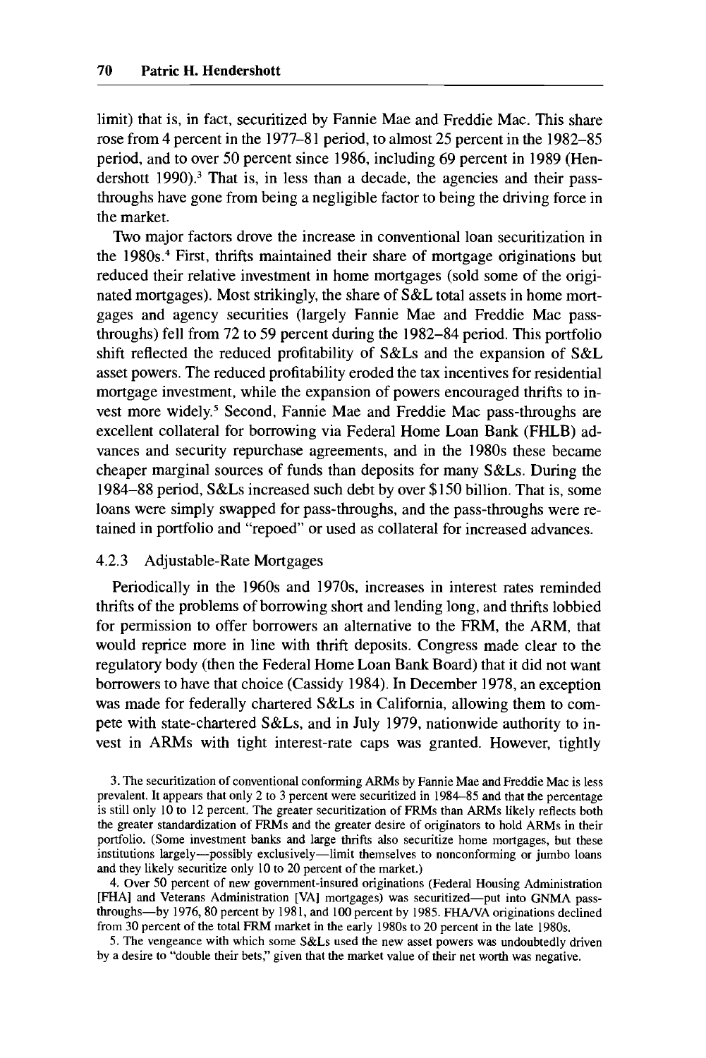limit) that is, in fact, securitized by Fannie Mae and Freddie Mac. This share rose from 4 percent in the 1977–81 period, to almost 25 percent in the 1982–85 period, and to over 50 percent since 1986, including 69 percent in 1989 (Hendershott 1990).[3] That is, in less than a decade, the agencies and their pass-throughs have gone from being a negligible factor to being the driving force in the market.

Two major factors drove the increase in conventional loan securitization in the 1980s.[4] First, thrifts maintained their share of mortgage originations but reduced their relative investment in home mortgages (sold some of the originated mortgages). Most strikingly, the share of S&L total assets in home mortgages and agency securities (largely Fannie Mae and Freddie Mac pass-throughs) fell from 72 to 59 percent during the 1982–84 period. This portfolio shift reflected the reduced profitability of S&Ls and the expansion of S&L asset powers. The reduced profitability eroded the tax incentives for residential mortgage investment, while the expansion of powers encouraged thrifts to invest more widely.[5] Second, Fannie Mae and Freddie Mac pass-throughs are excellent collateral for borrowing via Federal Home Loan Bank (FHLB) advances and security repurchase agreements, and in the 1980s these became cheaper marginal sources of funds than deposits for many S&Ls. During the 1984–88 period, S&Ls increased such debt by over $150 billion. That is, some loans were simply swapped for pass-throughs, and the pass-throughs were retained in portfolio and "repoed" or used as collateral for increased advances.

### 4.2.3 Adjustable-Rate Mortgages

Periodically in the 1960s and 1970s, increases in interest rates reminded thrifts of the problems of borrowing short and lending long, and thrifts lobbied for permission to offer borrowers an alternative to the FRM, the ARM, that would reprice more in line with thrift deposits. Congress made clear to the regulatory body (then the Federal Home Loan Bank Board) that it did not want borrowers to have that choice (Cassidy 1984). In December 1978, an exception was made for federally chartered S&Ls in California, allowing them to compete with state-chartered S&Ls, and in July 1979, nationwide authority to invest in ARMs with tight interest-rate caps was granted. However, tightly

3. The securitization of conventional conforming ARMs by Fannie Mae and Freddie Mac is less prevalent. It appears that only 2 to 3 percent were securitized in 1984–85 and that the percentage is still only 10 to 12 percent. The greater securitization of FRMs than ARMs likely reflects both the greater standardization of FRMs and the greater desire of originators to hold ARMs in their portfolio. (Some investment banks and large thrifts also securitize home mortgages, but these institutions largely—possibly exclusively—limit themselves to nonconforming or jumbo loans and they likely securitize only 10 to 20 percent of the market.)

4. Over 50 percent of new government-insured originations (Federal Housing Administration [FHA] and Veterans Administration [VA] mortgages) was securitized—put into GNMA pass-throughs—by 1976, 80 percent by 1981, and 100 percent by 1985. FHA/VA originations declined from 30 percent of the total FRM market in the early 1980s to 20 percent in the late 1980s.

5. The vengeance with which some S&Ls used the new asset powers was undoubtedly driven by a desire to "double their bets," given that the market value of their net worth was negative.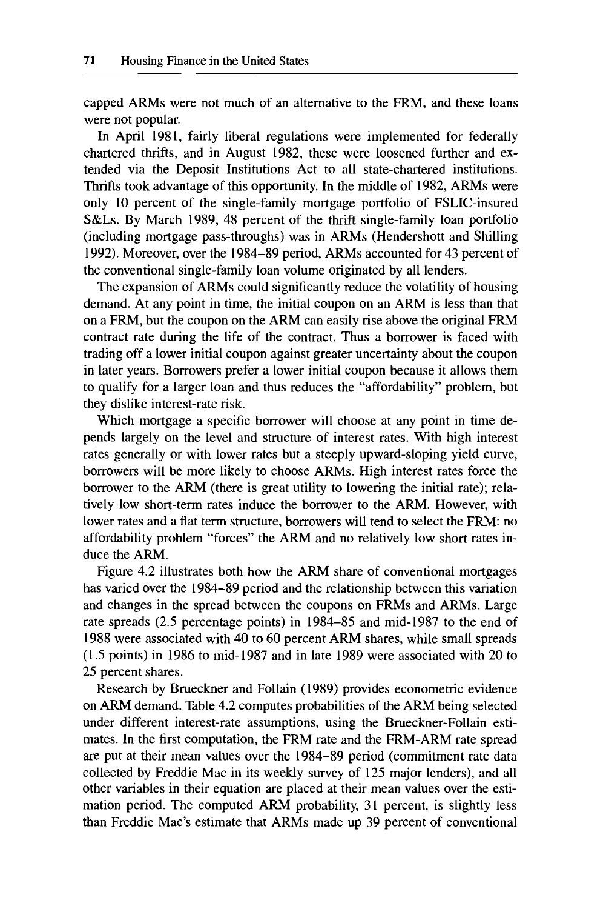capped ARMs were not much of an alternative to the FRM, and these loans were not popular.

In April 1981, fairly liberal regulations were implemented for federally chartered thrifts, and in August 1982, these were loosened further and extended via the Deposit Institutions Act to all state-chartered institutions. Thrifts took advantage of this opportunity. In the middle of 1982, ARMs were only 10 percent of the single-family mortgage portfolio of FSLIC-insured S&Ls. By March 1989, 48 percent of the thrift single-family loan portfolio (including mortgage pass-throughs) was in ARMs (Hendershott and Shilling 1992). Moreover, over the 1984–89 period, ARMs accounted for 43 percent of the conventional single-family loan volume originated by all lenders.

The expansion of ARMs could significantly reduce the volatility of housing demand. At any point in time, the initial coupon on an ARM is less than that on a FRM, but the coupon on the ARM can easily rise above the original FRM contract rate during the life of the contract. Thus a borrower is faced with trading off a lower initial coupon against greater uncertainty about the coupon in later years. Borrowers prefer a lower initial coupon because it allows them to qualify for a larger loan and thus reduces the "affordability" problem, but they dislike interest-rate risk.

Which mortgage a specific borrower will choose at any point in time depends largely on the level and structure of interest rates. With high interest rates generally or with lower rates but a steeply upward-sloping yield curve, borrowers will be more likely to choose ARMs. High interest rates force the borrower to the ARM (there is great utility to lowering the initial rate); relatively low short-term rates induce the borrower to the ARM. However, with lower rates and a flat term structure, borrowers will tend to select the FRM: no affordability problem "forces" the ARM and no relatively low short rates induce the ARM.

Figure 4.2 illustrates both how the ARM share of conventional mortgages has varied over the 1984–89 period and the relationship between this variation and changes in the spread between the coupons on FRMs and ARMs. Large rate spreads (2.5 percentage points) in 1984–85 and mid-1987 to the end of 1988 were associated with 40 to 60 percent ARM shares, while small spreads (1.5 points) in 1986 to mid-1987 and in late 1989 were associated with 20 to 25 percent shares.

Research by Brueckner and Follain (1989) provides econometric evidence on ARM demand. Table 4.2 computes probabilities of the ARM being selected under different interest-rate assumptions, using the Brueckner-Follain estimates. In the first computation, the FRM rate and the FRM-ARM rate spread are put at their mean values over the 1984–89 period (commitment rate data collected by Freddie Mac in its weekly survey of 125 major lenders), and all other variables in their equation are placed at their mean values over the estimation period. The computed ARM probability, 31 percent, is slightly less than Freddie Mac's estimate that ARMs made up 39 percent of conventional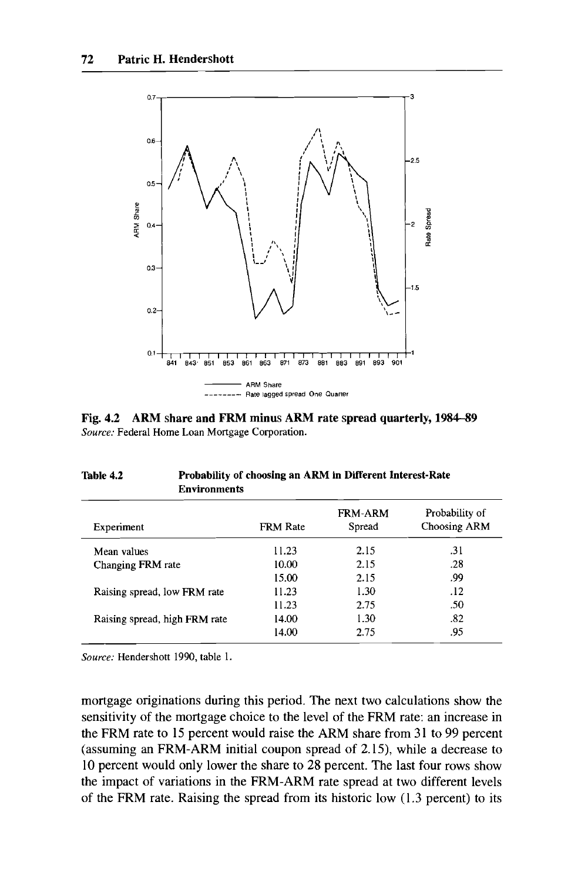Fig. 4.2 **ARM share and FRM minus ARM rate spread quarterly, 1984–89**
*Source:* Federal Home Loan Mortgage Corporation.

**Table 4.2 Probability of choosing an ARM in Different Interest-Rate Environments**

| Experiment | FRM Rate | FRM-ARM Spread | Probability of Choosing ARM |
|---|---|---|---|
| Mean values | 11.23 | 2.15 | .31 |
| Changing FRM rate | 10.00 | 2.15 | .28 |
| | 15.00 | 2.15 | .99 |
| Raising spread, low FRM rate | 11.23 | 1.30 | .12 |
| | 11.23 | 2.75 | .50 |
| Raising spread, high FRM rate | 14.00 | 1.30 | .82 |
| | 14.00 | 2.75 | .95 |

*Source:* Hendershott 1990, table 1.

mortgage originations during this period. The next two calculations show the sensitivity of the mortgage choice to the level of the FRM rate: an increase in the FRM rate to 15 percent would raise the ARM share from 31 to 99 percent (assuming an FRM-ARM initial coupon spread of 2.15), while a decrease to 10 percent would only lower the share to 28 percent. The last four rows show the impact of variations in the FRM-ARM rate spread at two different levels of the FRM rate. Raising the spread from its historic low (1.3 percent) to its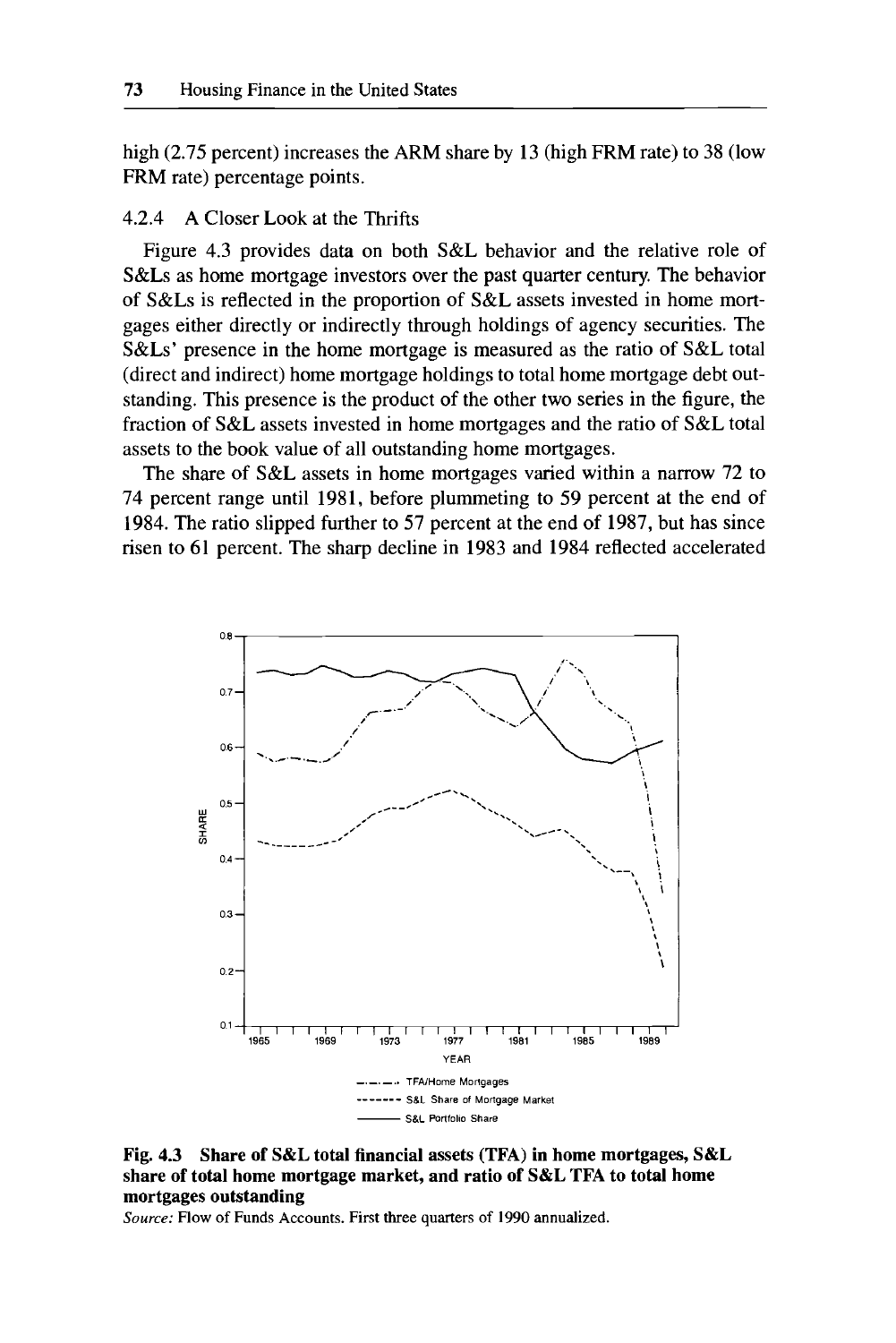high (2.75 percent) increases the ARM share by 13 (high FRM rate) to 38 (low FRM rate) percentage points.

### 4.2.4 A Closer Look at the Thrifts

Figure 4.3 provides data on both S&L behavior and the relative role of S&Ls as home mortgage investors over the past quarter century. The behavior of S&Ls is reflected in the proportion of S&L assets invested in home mortgages either directly or indirectly through holdings of agency securities. The S&Ls' presence in the home mortgage is measured as the ratio of S&L total (direct and indirect) home mortgage holdings to total home mortgage debt outstanding. This presence is the product of the other two series in the figure, the fraction of S&L assets invested in home mortgages and the ratio of S&L total assets to the book value of all outstanding home mortgages.

The share of S&L assets in home mortgages varied within a narrow 72 to 74 percent range until 1981, before plummeting to 59 percent at the end of 1984. The ratio slipped further to 57 percent at the end of 1987, but has since risen to 61 percent. The sharp decline in 1983 and 1984 reflected accelerated

**Fig. 4.3 Share of S&L total financial assets (TFA) in home mortgages, S&L share of total home mortgage market, and ratio of S&L TFA to total home mortgages outstanding**

*Source:* Flow of Funds Accounts. First three quarters of 1990 annualized.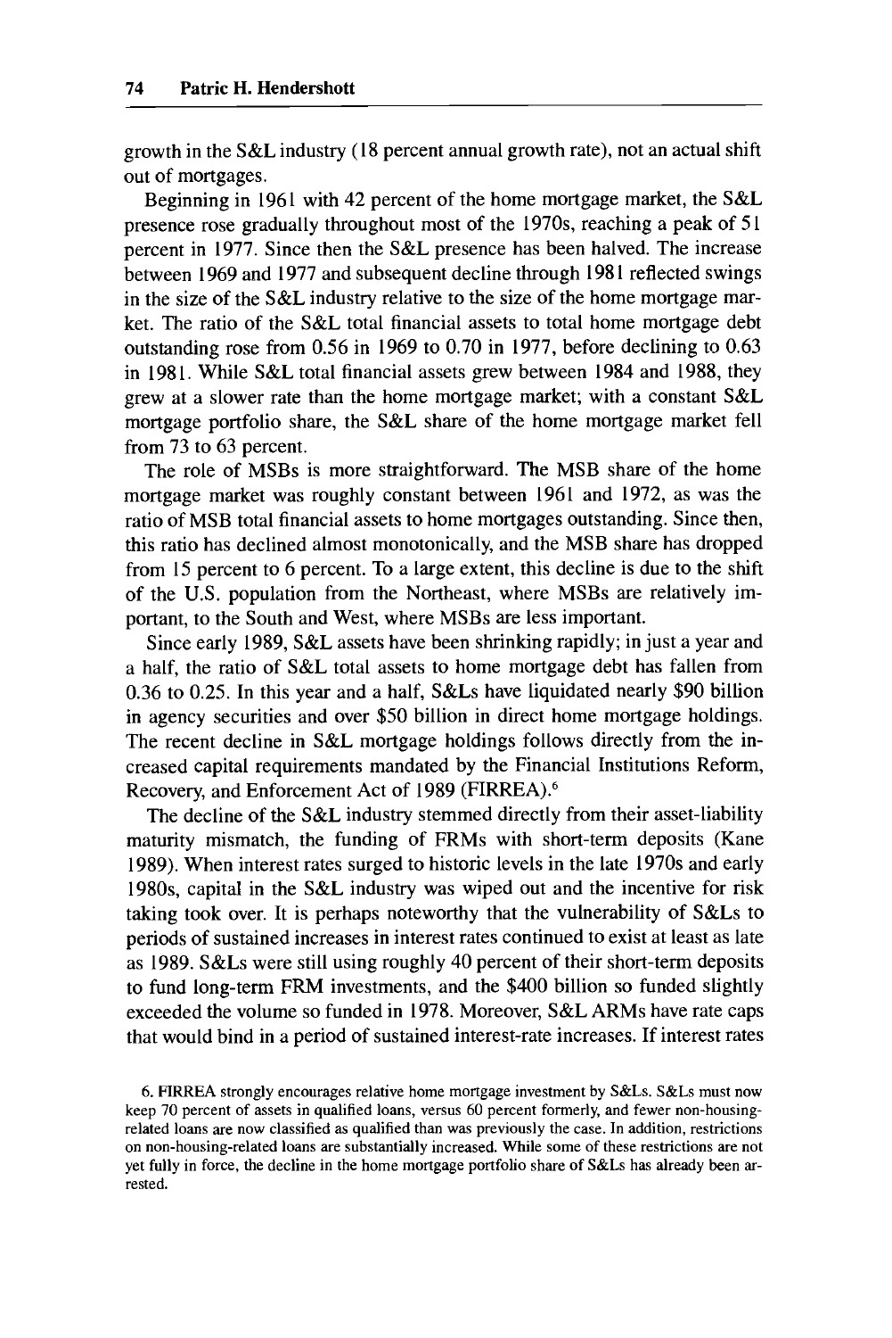growth in the S&L industry (18 percent annual growth rate), not an actual shift out of mortgages.

Beginning in 1961 with 42 percent of the home mortgage market, the S&L presence rose gradually throughout most of the 1970s, reaching a peak of 51 percent in 1977. Since then the S&L presence has been halved. The increase between 1969 and 1977 and subsequent decline through 1981 reflected swings in the size of the S&L industry relative to the size of the home mortgage market. The ratio of the S&L total financial assets to total home mortgage debt outstanding rose from 0.56 in 1969 to 0.70 in 1977, before declining to 0.63 in 1981. While S&L total financial assets grew between 1984 and 1988, they grew at a slower rate than the home mortgage market; with a constant S&L mortgage portfolio share, the S&L share of the home mortgage market fell from 73 to 63 percent.

The role of MSBs is more straightforward. The MSB share of the home mortgage market was roughly constant between 1961 and 1972, as was the ratio of MSB total financial assets to home mortgages outstanding. Since then, this ratio has declined almost monotonically, and the MSB share has dropped from 15 percent to 6 percent. To a large extent, this decline is due to the shift of the U.S. population from the Northeast, where MSBs are relatively important, to the South and West, where MSBs are less important.

Since early 1989, S&L assets have been shrinking rapidly; in just a year and a half, the ratio of S&L total assets to home mortgage debt has fallen from 0.36 to 0.25. In this year and a half, S&Ls have liquidated nearly $90 billion in agency securities and over $50 billion in direct home mortgage holdings. The recent decline in S&L mortgage holdings follows directly from the increased capital requirements mandated by the Financial Institutions Reform, Recovery, and Enforcement Act of 1989 (FIRREA).[6]

The decline of the S&L industry stemmed directly from their asset-liability maturity mismatch, the funding of FRMs with short-term deposits (Kane 1989). When interest rates surged to historic levels in the late 1970s and early 1980s, capital in the S&L industry was wiped out and the incentive for risk taking took over. It is perhaps noteworthy that the vulnerability of S&Ls to periods of sustained increases in interest rates continued to exist at least as late as 1989. S&Ls were still using roughly 40 percent of their short-term deposits to fund long-term FRM investments, and the $400 billion so funded slightly exceeded the volume so funded in 1978. Moreover, S&L ARMs have rate caps that would bind in a period of sustained interest-rate increases. If interest rates

6. FIRREA strongly encourages relative home mortgage investment by S&Ls. S&Ls must now keep 70 percent of assets in qualified loans, versus 60 percent formerly, and fewer non-housing-related loans are now classified as qualified than was previously the case. In addition, restrictions on non-housing-related loans are substantially increased. While some of these restrictions are not yet fully in force, the decline in the home mortgage portfolio share of S&Ls has already been arrested.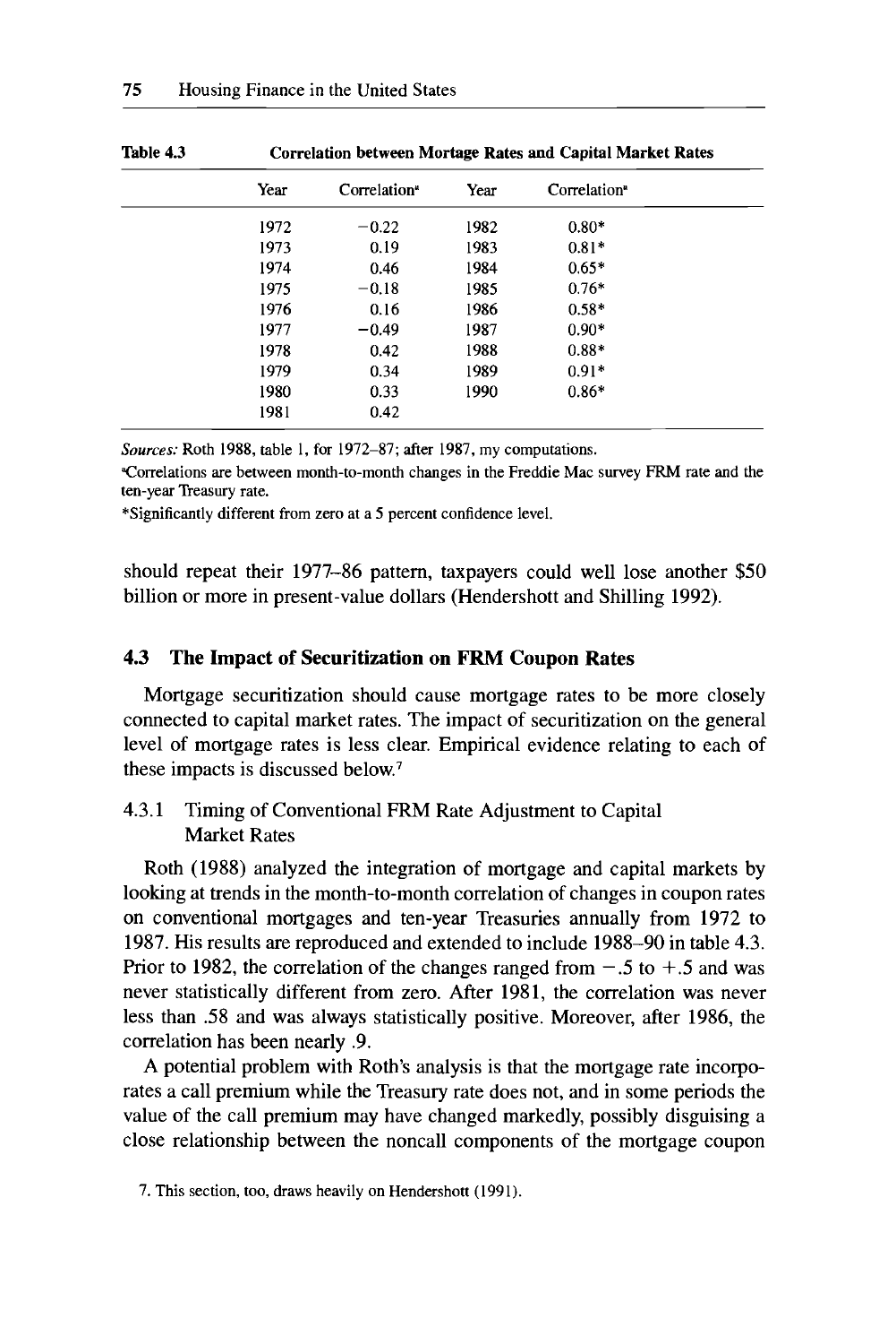**Table 4.3 Correlation between Mortgage Rates and Capital Market Rates**

| Year | Correlation[a] | Year | Correlation[a] |
|---|---|---|---|
| 1972 | −0.22 | 1982 | 0.80* |
| 1973 | 0.19 | 1983 | 0.81* |
| 1974 | 0.46 | 1984 | 0.65* |
| 1975 | −0.18 | 1985 | 0.76* |
| 1976 | 0.16 | 1986 | 0.58* |
| 1977 | −0.49 | 1987 | 0.90* |
| 1978 | 0.42 | 1988 | 0.88* |
| 1979 | 0.34 | 1989 | 0.91* |
| 1980 | 0.33 | 1990 | 0.86* |
| 1981 | 0.42 | | |

*Sources:* Roth 1988, table 1, for 1972–87; after 1987, my computations.

[a]Correlations are between month-to-month changes in the Freddie Mac survey FRM rate and the ten-year Treasury rate.

*Significantly different from zero at a 5 percent confidence level.

should repeat their 1977–86 pattern, taxpayers could well lose another $50 billion or more in present-value dollars (Hendershott and Shilling 1992).

## 4.3 The Impact of Securitization on FRM Coupon Rates

Mortgage securitization should cause mortgage rates to be more closely connected to capital market rates. The impact of securitization on the general level of mortgage rates is less clear. Empirical evidence relating to each of these impacts is discussed below.[7]

### 4.3.1 Timing of Conventional FRM Rate Adjustment to Capital Market Rates

Roth (1988) analyzed the integration of mortgage and capital markets by looking at trends in the month-to-month correlation of changes in coupon rates on conventional mortgages and ten-year Treasuries annually from 1972 to 1987. His results are reproduced and extended to include 1988–90 in table 4.3. Prior to 1982, the correlation of the changes ranged from −.5 to +.5 and was never statistically different from zero. After 1981, the correlation was never less than .58 and was always statistically positive. Moreover, after 1986, the correlation has been nearly .9.

A potential problem with Roth's analysis is that the mortgage rate incorporates a call premium while the Treasury rate does not, and in some periods the value of the call premium may have changed markedly, possibly disguising a close relationship between the noncall components of the mortgage coupon

7. This section, too, draws heavily on Hendershott (1991).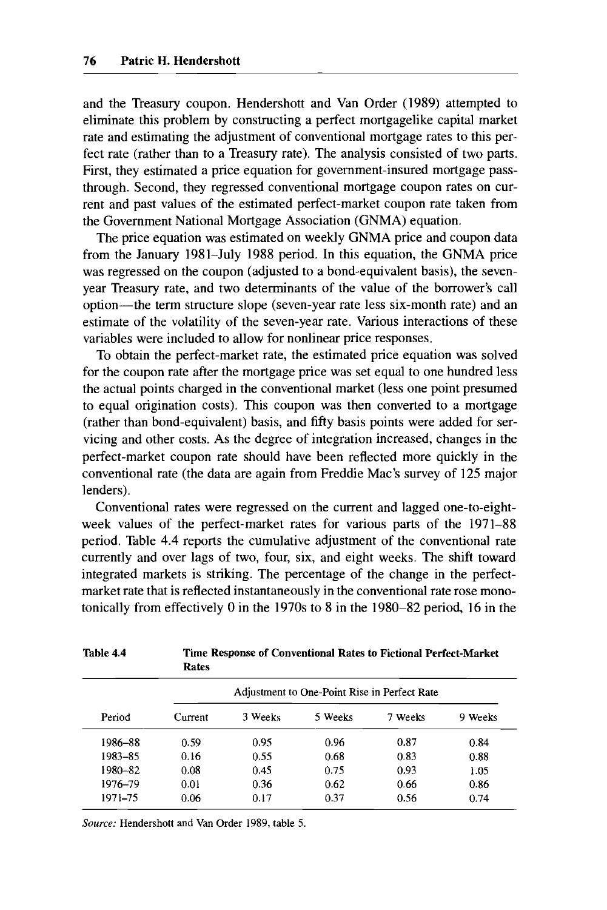and the Treasury coupon. Hendershott and Van Order (1989) attempted to eliminate this problem by constructing a perfect mortgagelike capital market rate and estimating the adjustment of conventional mortgage rates to this perfect rate (rather than to a Treasury rate). The analysis consisted of two parts. First, they estimated a price equation for government-insured mortgage pass-through. Second, they regressed conventional mortgage coupon rates on current and past values of the estimated perfect-market coupon rate taken from the Government National Mortgage Association (GNMA) equation.

The price equation was estimated on weekly GNMA price and coupon data from the January 1981–July 1988 period. In this equation, the GNMA price was regressed on the coupon (adjusted to a bond-equivalent basis), the seven-year Treasury rate, and two determinants of the value of the borrower's call option—the term structure slope (seven-year rate less six-month rate) and an estimate of the volatility of the seven-year rate. Various interactions of these variables were included to allow for nonlinear price responses.

To obtain the perfect-market rate, the estimated price equation was solved for the coupon rate after the mortgage price was set equal to one hundred less the actual points charged in the conventional market (less one point presumed to equal origination costs). This coupon was then converted to a mortgage (rather than bond-equivalent) basis, and fifty basis points were added for servicing and other costs. As the degree of integration increased, changes in the perfect-market coupon rate should have been reflected more quickly in the conventional rate (the data are again from Freddie Mac's survey of 125 major lenders).

Conventional rates were regressed on the current and lagged one-to-eight-week values of the perfect-market rates for various parts of the 1971–88 period. Table 4.4 reports the cumulative adjustment of the conventional rate currently and over lags of two, four, six, and eight weeks. The shift toward integrated markets is striking. The percentage of the change in the perfect-market rate that is reflected instantaneously in the conventional rate rose monotonically from effectively 0 in the 1970s to 8 in the 1980–82 period, 16 in the

**Table 4.4** Time Response of Conventional Rates to Fictional Perfect-Market Rates

| | Adjustment to One-Point Rise in Perfect Rate | | | | |
|---|---|---|---|---|---|
| Period | Current | 3 Weeks | 5 Weeks | 7 Weeks | 9 Weeks |
| 1986–88 | 0.59 | 0.95 | 0.96 | 0.87 | 0.84 |
| 1983–85 | 0.16 | 0.55 | 0.68 | 0.83 | 0.88 |
| 1980–82 | 0.08 | 0.45 | 0.75 | 0.93 | 1.05 |
| 1976–79 | 0.01 | 0.36 | 0.62 | 0.66 | 0.86 |
| 1971–75 | 0.06 | 0.17 | 0.37 | 0.56 | 0.74 |

*Source:* Hendershott and Van Order 1989, table 5.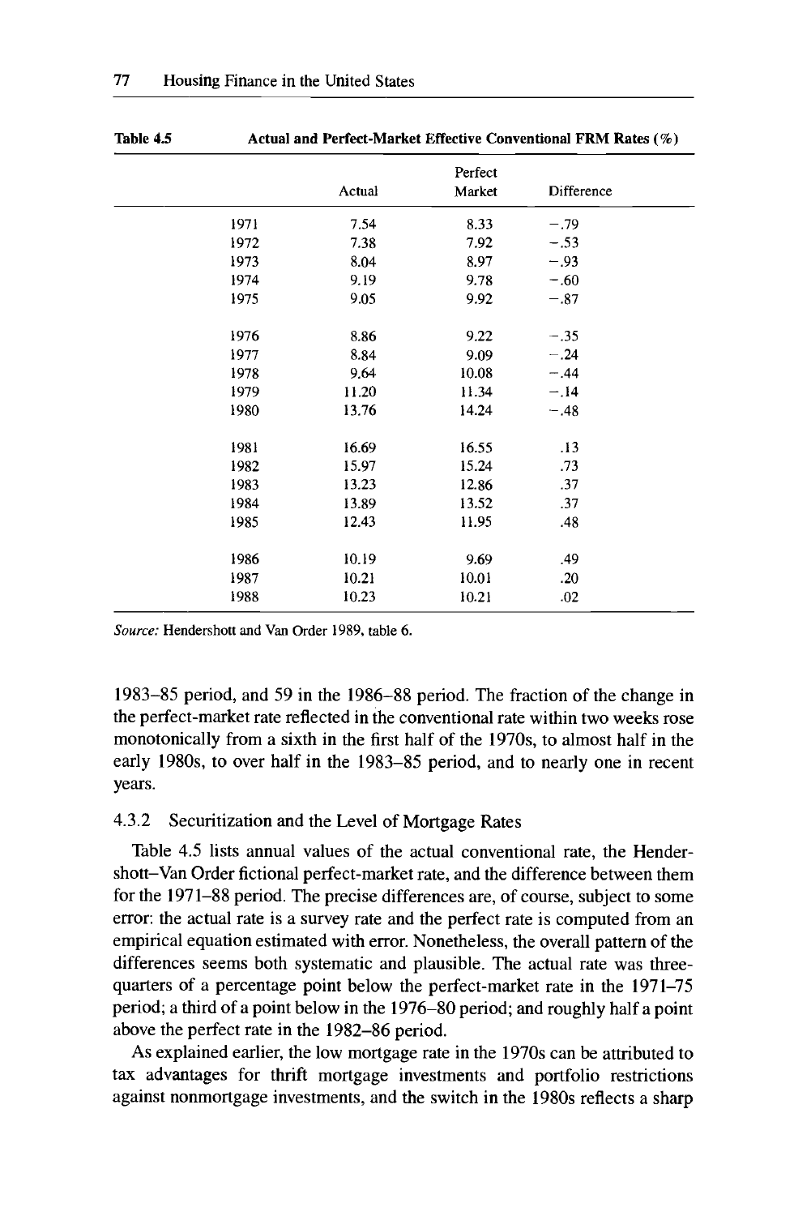Table 4.5 Actual and Perfect-Market Effective Conventional FRM Rates (%)

| | Actual | Perfect Market | Difference |
|---|---|---|---|
| 1971 | 7.54 | 8.33 | −.79 |
| 1972 | 7.38 | 7.92 | −.53 |
| 1973 | 8.04 | 8.97 | −.93 |
| 1974 | 9.19 | 9.78 | −.60 |
| 1975 | 9.05 | 9.92 | −.87 |
| 1976 | 8.86 | 9.22 | −.35 |
| 1977 | 8.84 | 9.09 | −.24 |
| 1978 | 9.64 | 10.08 | −.44 |
| 1979 | 11.20 | 11.34 | −.14 |
| 1980 | 13.76 | 14.24 | −.48 |
| 1981 | 16.69 | 16.55 | .13 |
| 1982 | 15.97 | 15.24 | .73 |
| 1983 | 13.23 | 12.86 | .37 |
| 1984 | 13.89 | 13.52 | .37 |
| 1985 | 12.43 | 11.95 | .48 |
| 1986 | 10.19 | 9.69 | .49 |
| 1987 | 10.21 | 10.01 | .20 |
| 1988 | 10.23 | 10.21 | .02 |

*Source:* Hendershott and Van Order 1989, table 6.

1983–85 period, and 59 in the 1986–88 period. The fraction of the change in the perfect-market rate reflected in the conventional rate within two weeks rose monotonically from a sixth in the first half of the 1970s, to almost half in the early 1980s, to over half in the 1983–85 period, and to nearly one in recent years.

### 4.3.2 Securitization and the Level of Mortgage Rates

Table 4.5 lists annual values of the actual conventional rate, the Hendershott–Van Order fictional perfect-market rate, and the difference between them for the 1971–88 period. The precise differences are, of course, subject to some error: the actual rate is a survey rate and the perfect rate is computed from an empirical equation estimated with error. Nonetheless, the overall pattern of the differences seems both systematic and plausible. The actual rate was three-quarters of a percentage point below the perfect-market rate in the 1971–75 period; a third of a point below in the 1976–80 period; and roughly half a point above the perfect rate in the 1982–86 period.

As explained earlier, the low mortgage rate in the 1970s can be attributed to tax advantages for thrift mortgage investments and portfolio restrictions against nonmortgage investments, and the switch in the 1980s reflects a sharp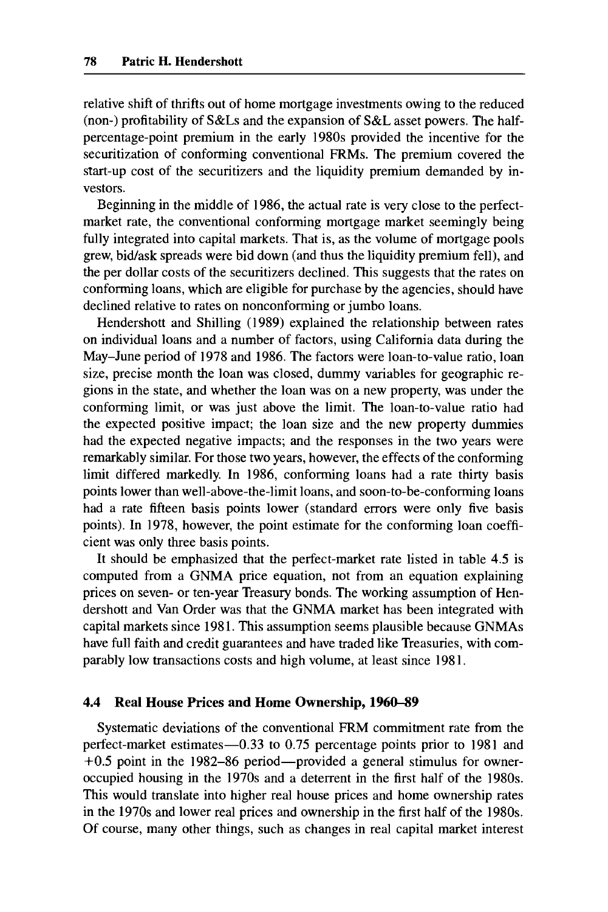relative shift of thrifts out of home mortgage investments owing to the reduced (non-) profitability of S&Ls and the expansion of S&L asset powers. The half-percentage-point premium in the early 1980s provided the incentive for the securitization of conforming conventional FRMs. The premium covered the start-up cost of the securitizers and the liquidity premium demanded by investors.

Beginning in the middle of 1986, the actual rate is very close to the perfect-market rate, the conventional conforming mortgage market seemingly being fully integrated into capital markets. That is, as the volume of mortgage pools grew, bid/ask spreads were bid down (and thus the liquidity premium fell), and the per dollar costs of the securitizers declined. This suggests that the rates on conforming loans, which are eligible for purchase by the agencies, should have declined relative to rates on nonconforming or jumbo loans.

Hendershott and Shilling (1989) explained the relationship between rates on individual loans and a number of factors, using California data during the May–June period of 1978 and 1986. The factors were loan-to-value ratio, loan size, precise month the loan was closed, dummy variables for geographic regions in the state, and whether the loan was on a new property, was under the conforming limit, or was just above the limit. The loan-to-value ratio had the expected positive impact; the loan size and the new property dummies had the expected negative impacts; and the responses in the two years were remarkably similar. For those two years, however, the effects of the conforming limit differed markedly. In 1986, conforming loans had a rate thirty basis points lower than well-above-the-limit loans, and soon-to-be-conforming loans had a rate fifteen basis points lower (standard errors were only five basis points). In 1978, however, the point estimate for the conforming loan coefficient was only three basis points.

It should be emphasized that the perfect-market rate listed in table 4.5 is computed from a GNMA price equation, not from an equation explaining prices on seven- or ten-year Treasury bonds. The working assumption of Hendershott and Van Order was that the GNMA market has been integrated with capital markets since 1981. This assumption seems plausible because GNMAs have full faith and credit guarantees and have traded like Treasuries, with comparably low transactions costs and high volume, at least since 1981.

## 4.4 Real House Prices and Home Ownership, 1960–89

Systematic deviations of the conventional FRM commitment rate from the perfect-market estimates—0.33 to 0.75 percentage points prior to 1981 and +0.5 point in the 1982–86 period—provided a general stimulus for owner-occupied housing in the 1970s and a deterrent in the first half of the 1980s. This would translate into higher real house prices and home ownership rates in the 1970s and lower real prices and ownership in the first half of the 1980s. Of course, many other things, such as changes in real capital market interest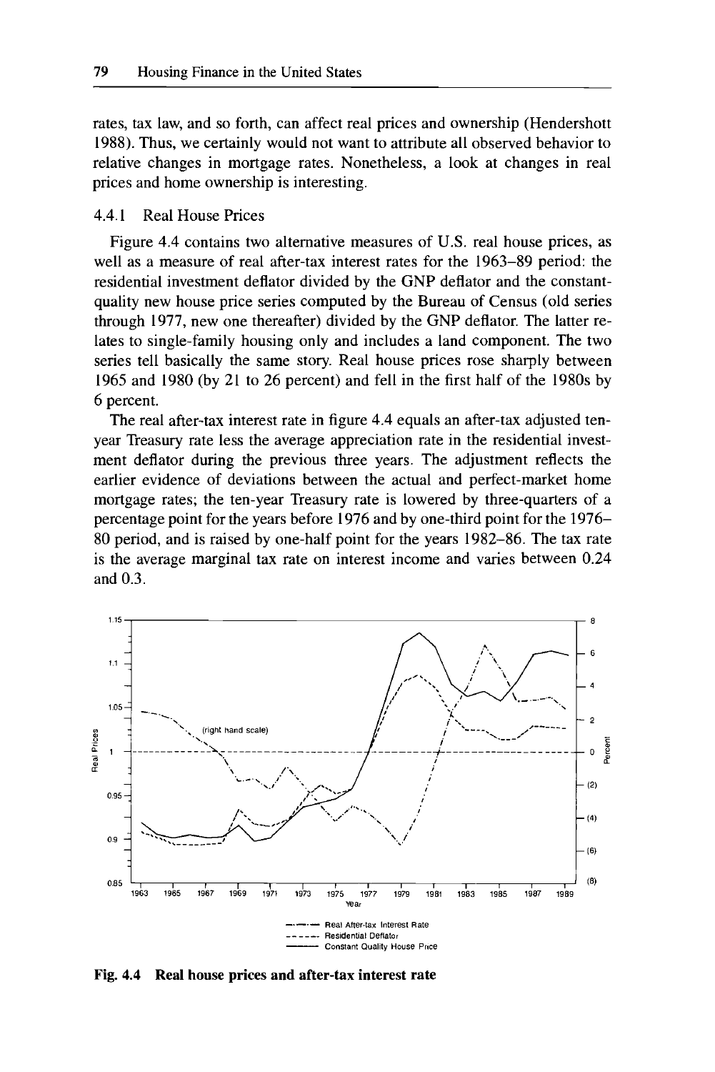rates, tax law, and so forth, can affect real prices and ownership (Hendershott 1988). Thus, we certainly would not want to attribute all observed behavior to relative changes in mortgage rates. Nonetheless, a look at changes in real prices and home ownership is interesting.

### 4.4.1 Real House Prices

Figure 4.4 contains two alternative measures of U.S. real house prices, as well as a measure of real after-tax interest rates for the 1963–89 period: the residential investment deflator divided by the GNP deflator and the constant-quality new house price series computed by the Bureau of Census (old series through 1977, new one thereafter) divided by the GNP deflator. The latter relates to single-family housing only and includes a land component. The two series tell basically the same story. Real house prices rose sharply between 1965 and 1980 (by 21 to 26 percent) and fell in the first half of the 1980s by 6 percent.

The real after-tax interest rate in figure 4.4 equals an after-tax adjusted ten-year Treasury rate less the average appreciation rate in the residential investment deflator during the previous three years. The adjustment reflects the earlier evidence of deviations between the actual and perfect-market home mortgage rates; the ten-year Treasury rate is lowered by three-quarters of a percentage point for the years before 1976 and by one-third point for the 1976–80 period, and is raised by one-half point for the years 1982–86. The tax rate is the average marginal tax rate on interest income and varies between 0.24 and 0.3.

**Fig. 4.4 Real house prices and after-tax interest rate**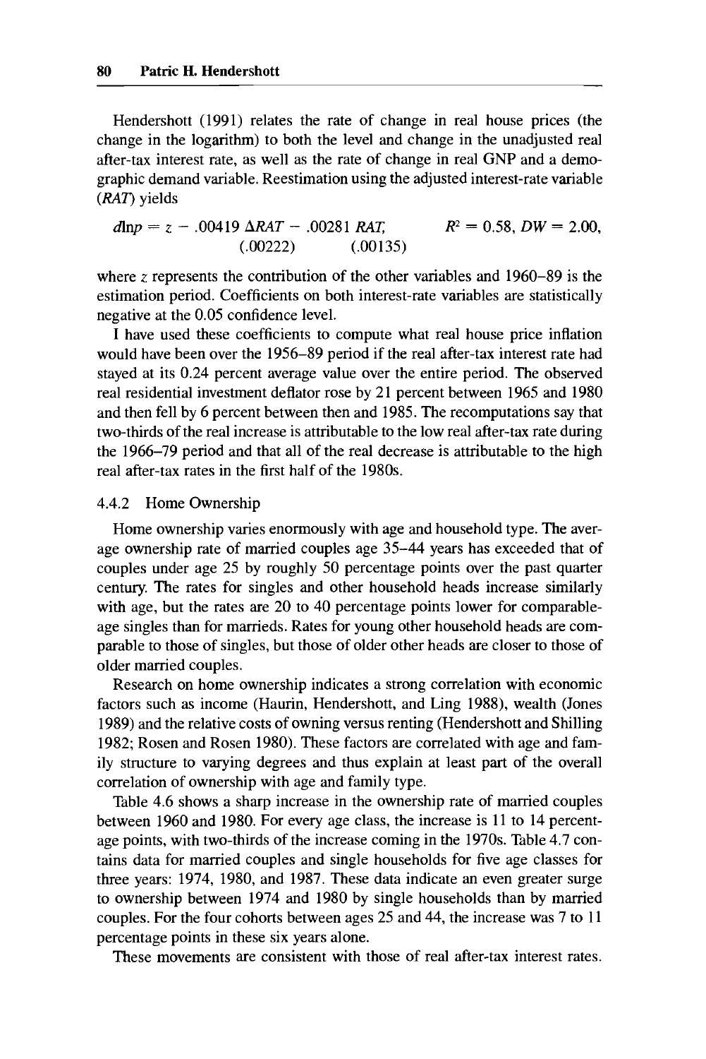Hendershott (1991) relates the rate of change in real house prices (the change in the logarithm) to both the level and change in the unadjusted real after-tax interest rate, as well as the rate of change in real GNP and a demographic demand variable. Reestimation using the adjusted interest-rate variable (*RAT*) yields

$$d\ln p = z - \underset{(.00222)}{.00419}\, \Delta RAT - \underset{(.00135)}{.00281}\, RAT, \qquad R^2 = 0.58,\ DW = 2.00,$$

where $z$ represents the contribution of the other variables and 1960–89 is the estimation period. Coefficients on both interest-rate variables are statistically negative at the 0.05 confidence level.

I have used these coefficients to compute what real house price inflation would have been over the 1956–89 period if the real after-tax interest rate had stayed at its 0.24 percent average value over the entire period. The observed real residential investment deflator rose by 21 percent between 1965 and 1980 and then fell by 6 percent between then and 1985. The recomputations say that two-thirds of the real increase is attributable to the low real after-tax rate during the 1966–79 period and that all of the real decrease is attributable to the high real after-tax rates in the first half of the 1980s.

### 4.4.2 Home Ownership

Home ownership varies enormously with age and household type. The average ownership rate of married couples age 35–44 years has exceeded that of couples under age 25 by roughly 50 percentage points over the past quarter century. The rates for singles and other household heads increase similarly with age, but the rates are 20 to 40 percentage points lower for comparable-age singles than for marrieds. Rates for young other household heads are comparable to those of singles, but those of older other heads are closer to those of older married couples.

Research on home ownership indicates a strong correlation with economic factors such as income (Haurin, Hendershott, and Ling 1988), wealth (Jones 1989) and the relative costs of owning versus renting (Hendershott and Shilling 1982; Rosen and Rosen 1980). These factors are correlated with age and family structure to varying degrees and thus explain at least part of the overall correlation of ownership with age and family type.

Table 4.6 shows a sharp increase in the ownership rate of married couples between 1960 and 1980. For every age class, the increase is 11 to 14 percentage points, with two-thirds of the increase coming in the 1970s. Table 4.7 contains data for married couples and single households for five age classes for three years: 1974, 1980, and 1987. These data indicate an even greater surge to ownership between 1974 and 1980 by single households than by married couples. For the four cohorts between ages 25 and 44, the increase was 7 to 11 percentage points in these six years alone.

These movements are consistent with those of real after-tax interest rates.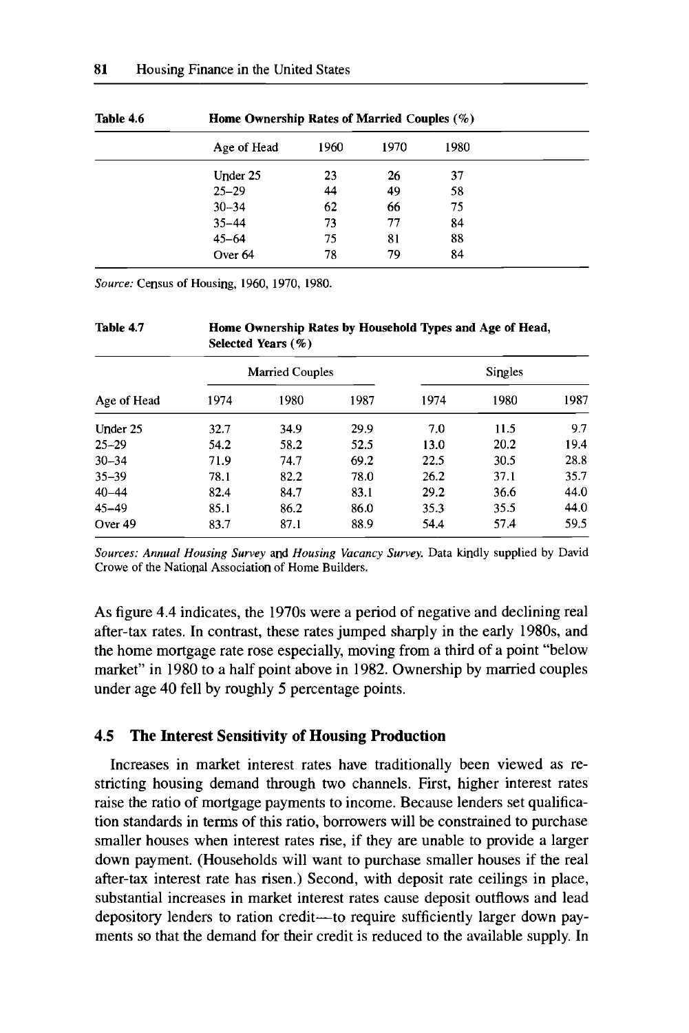**Table 4.6** **Home Ownership Rates of Married Couples (%)**

| Age of Head | 1960 | 1970 | 1980 |
|---|---|---|---|
| Under 25 | 23 | 26 | 37 |
| 25–29 | 44 | 49 | 58 |
| 30–34 | 62 | 66 | 75 |
| 35–44 | 73 | 77 | 84 |
| 45–64 | 75 | 81 | 88 |
| Over 64 | 78 | 79 | 84 |

*Source:* Census of Housing, 1960, 1970, 1980.

**Table 4.7** **Home Ownership Rates by Household Types and Age of Head, Selected Years (%)**

| | Married Couples | | | Singles | | |
|---|---|---|---|---|---|---|
| Age of Head | 1974 | 1980 | 1987 | 1974 | 1980 | 1987 |
| Under 25 | 32.7 | 34.9 | 29.9 | 7.0 | 11.5 | 9.7 |
| 25–29 | 54.2 | 58.2 | 52.5 | 13.0 | 20.2 | 19.4 |
| 30–34 | 71.9 | 74.7 | 69.2 | 22.5 | 30.5 | 28.8 |
| 35–39 | 78.1 | 82.2 | 78.0 | 26.2 | 37.1 | 35.7 |
| 40–44 | 82.4 | 84.7 | 83.1 | 29.2 | 36.6 | 44.0 |
| 45–49 | 85.1 | 86.2 | 86.0 | 35.3 | 35.5 | 44.0 |
| Over 49 | 83.7 | 87.1 | 88.9 | 54.4 | 57.4 | 59.5 |

*Sources: Annual Housing Survey* and *Housing Vacancy Survey.* Data kindly supplied by David Crowe of the National Association of Home Builders.

As figure 4.4 indicates, the 1970s were a period of negative and declining real after-tax rates. In contrast, these rates jumped sharply in the early 1980s, and the home mortgage rate rose especially, moving from a third of a point "below market" in 1980 to a half point above in 1982. Ownership by married couples under age 40 fell by roughly 5 percentage points.

## 4.5 The Interest Sensitivity of Housing Production

Increases in market interest rates have traditionally been viewed as restricting housing demand through two channels. First, higher interest rates raise the ratio of mortgage payments to income. Because lenders set qualification standards in terms of this ratio, borrowers will be constrained to purchase smaller houses when interest rates rise, if they are unable to provide a larger down payment. (Households will want to purchase smaller houses if the real after-tax interest rate has risen.) Second, with deposit rate ceilings in place, substantial increases in market interest rates cause deposit outflows and lead depository lenders to ration credit—to require sufficiently larger down payments so that the demand for their credit is reduced to the available supply. In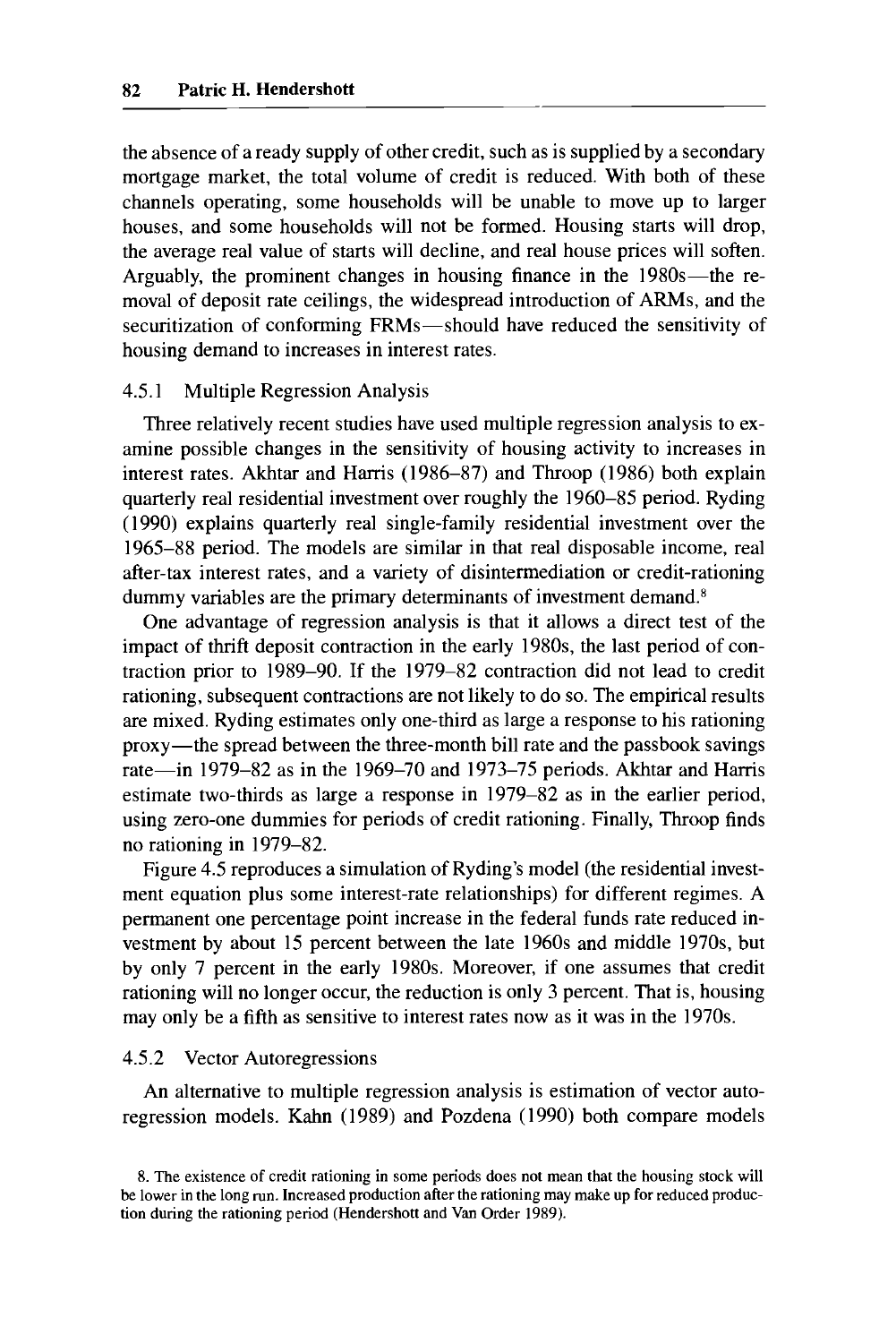the absence of a ready supply of other credit, such as is supplied by a secondary mortgage market, the total volume of credit is reduced. With both of these channels operating, some households will be unable to move up to larger houses, and some households will not be formed. Housing starts will drop, the average real value of starts will decline, and real house prices will soften. Arguably, the prominent changes in housing finance in the 1980s—the removal of deposit rate ceilings, the widespread introduction of ARMs, and the securitization of conforming FRMs—should have reduced the sensitivity of housing demand to increases in interest rates.

### 4.5.1 Multiple Regression Analysis

Three relatively recent studies have used multiple regression analysis to examine possible changes in the sensitivity of housing activity to increases in interest rates. Akhtar and Harris (1986–87) and Throop (1986) both explain quarterly real residential investment over roughly the 1960–85 period. Ryding (1990) explains quarterly real single-family residential investment over the 1965–88 period. The models are similar in that real disposable income, real after-tax interest rates, and a variety of disintermediation or credit-rationing dummy variables are the primary determinants of investment demand.[8]

One advantage of regression analysis is that it allows a direct test of the impact of thrift deposit contraction in the early 1980s, the last period of contraction prior to 1989–90. If the 1979–82 contraction did not lead to credit rationing, subsequent contractions are not likely to do so. The empirical results are mixed. Ryding estimates only one-third as large a response to his rationing proxy—the spread between the three-month bill rate and the passbook savings rate—in 1979–82 as in the 1969–70 and 1973–75 periods. Akhtar and Harris estimate two-thirds as large a response in 1979–82 as in the earlier period, using zero-one dummies for periods of credit rationing. Finally, Throop finds no rationing in 1979–82.

Figure 4.5 reproduces a simulation of Ryding's model (the residential investment equation plus some interest-rate relationships) for different regimes. A permanent one percentage point increase in the federal funds rate reduced investment by about 15 percent between the late 1960s and middle 1970s, but by only 7 percent in the early 1980s. Moreover, if one assumes that credit rationing will no longer occur, the reduction is only 3 percent. That is, housing may only be a fifth as sensitive to interest rates now as it was in the 1970s.

### 4.5.2 Vector Autoregressions

An alternative to multiple regression analysis is estimation of vector autoregression models. Kahn (1989) and Pozdena (1990) both compare models

8. The existence of credit rationing in some periods does not mean that the housing stock will be lower in the long run. Increased production after the rationing may make up for reduced production during the rationing period (Hendershott and Van Order 1989).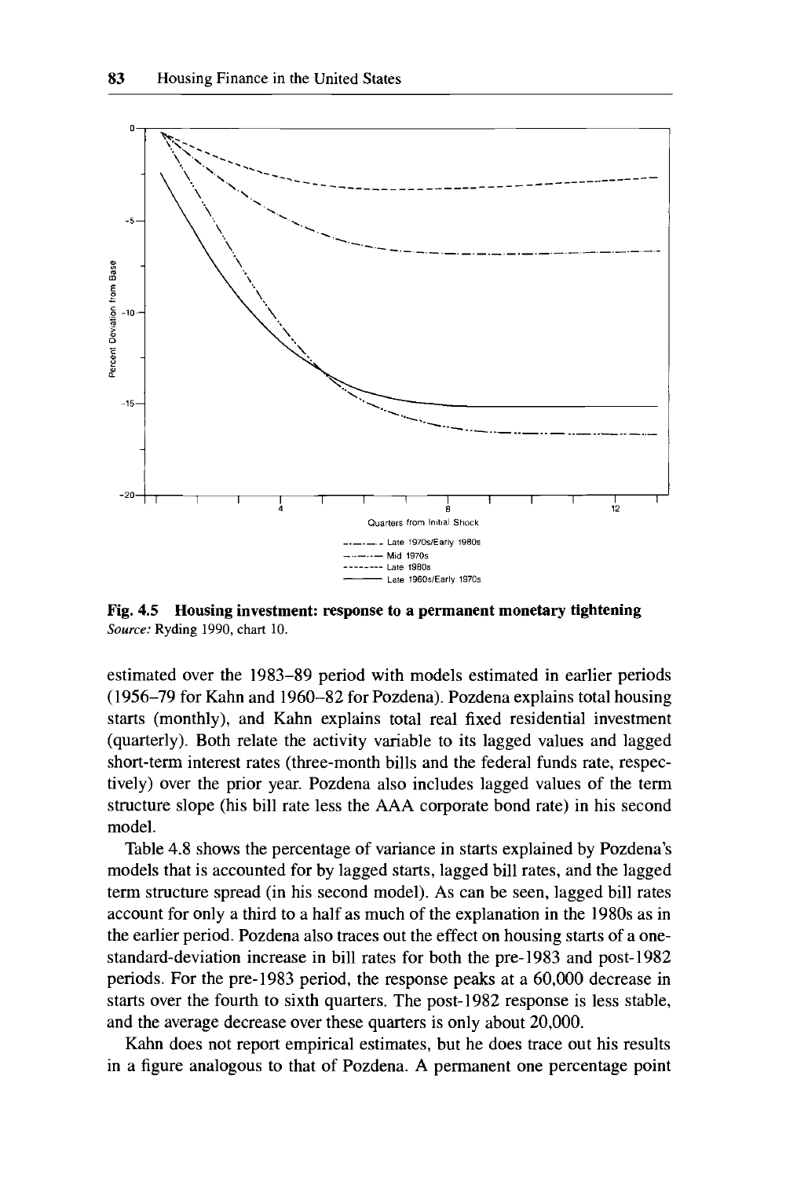**Fig. 4.5 Housing investment: response to a permanent monetary tightening**
*Source:* Ryding 1990, chart 10.

estimated over the 1983–89 period with models estimated in earlier periods (1956–79 for Kahn and 1960–82 for Pozdena). Pozdena explains total housing starts (monthly), and Kahn explains total real fixed residential investment (quarterly). Both relate the activity variable to its lagged values and lagged short-term interest rates (three-month bills and the federal funds rate, respectively) over the prior year. Pozdena also includes lagged values of the term structure slope (his bill rate less the AAA corporate bond rate) in his second model.

Table 4.8 shows the percentage of variance in starts explained by Pozdena's models that is accounted for by lagged starts, lagged bill rates, and the lagged term structure spread (in his second model). As can be seen, lagged bill rates account for only a third to a half as much of the explanation in the 1980s as in the earlier period. Pozdena also traces out the effect on housing starts of a one-standard-deviation increase in bill rates for both the pre-1983 and post-1982 periods. For the pre-1983 period, the response peaks at a 60,000 decrease in starts over the fourth to sixth quarters. The post-1982 response is less stable, and the average decrease over these quarters is only about 20,000.

Kahn does not report empirical estimates, but he does trace out his results in a figure analogous to that of Pozdena. A permanent one percentage point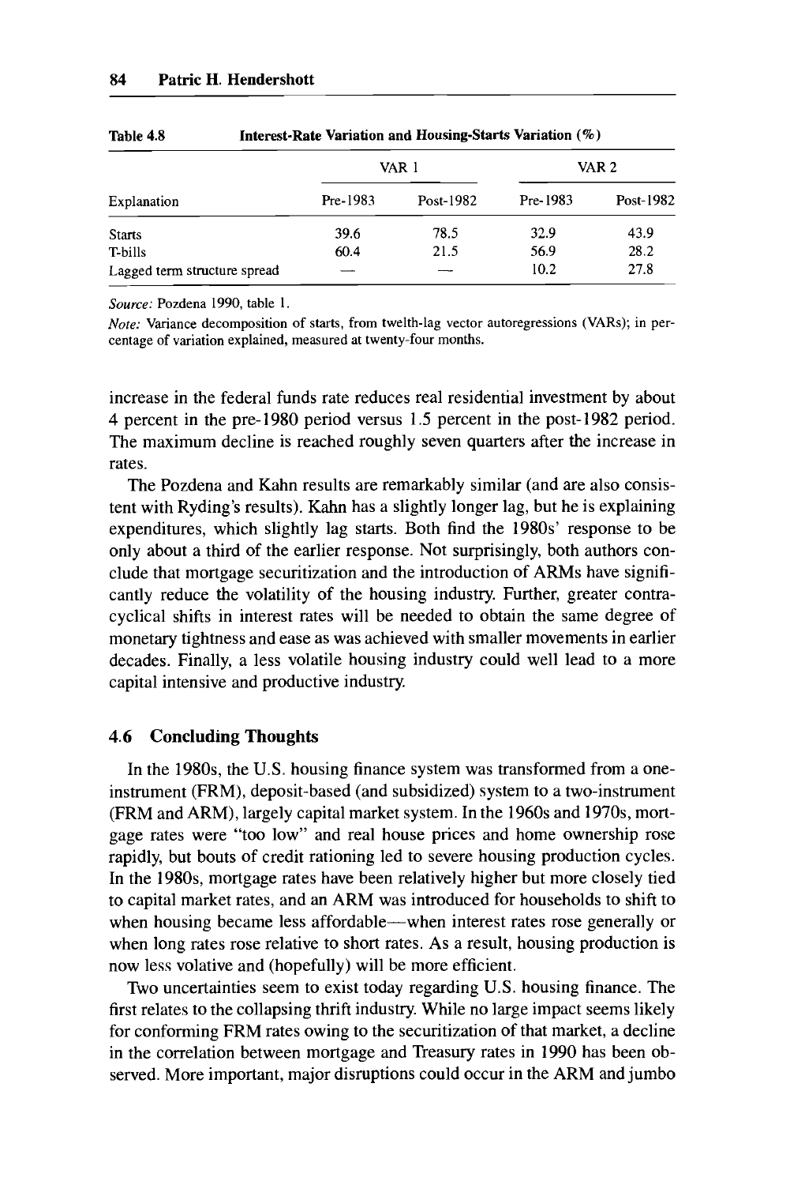Table 4.8 Interest-Rate Variation and Housing-Starts Variation (%)

| Explanation | VAR 1 | | VAR 2 | |
|---|---|---|---|---|
| | Pre-1983 | Post-1982 | Pre-1983 | Post-1982 |
| Starts | 39.6 | 78.5 | 32.9 | 43.9 |
| T-bills | 60.4 | 21.5 | 56.9 | 28.2 |
| Lagged term structure spread | — | — | 10.2 | 27.8 |

*Source:* Pozdena 1990, table 1.

*Note:* Variance decomposition of starts, from twelth-lag vector autoregressions (VARs); in percentage of variation explained, measured at twenty-four months.

increase in the federal funds rate reduces real residential investment by about 4 percent in the pre-1980 period versus 1.5 percent in the post-1982 period. The maximum decline is reached roughly seven quarters after the increase in rates.

The Pozdena and Kahn results are remarkably similar (and are also consistent with Ryding's results). Kahn has a slightly longer lag, but he is explaining expenditures, which slightly lag starts. Both find the 1980s' response to be only about a third of the earlier response. Not surprisingly, both authors conclude that mortgage securitization and the introduction of ARMs have significantly reduce the volatility of the housing industry. Further, greater contracyclical shifts in interest rates will be needed to obtain the same degree of monetary tightness and ease as was achieved with smaller movements in earlier decades. Finally, a less volatile housing industry could well lead to a more capital intensive and productive industry.

## 4.6 Concluding Thoughts

In the 1980s, the U.S. housing finance system was transformed from a one-instrument (FRM), deposit-based (and subsidized) system to a two-instrument (FRM and ARM), largely capital market system. In the 1960s and 1970s, mortgage rates were "too low" and real house prices and home ownership rose rapidly, but bouts of credit rationing led to severe housing production cycles. In the 1980s, mortgage rates have been relatively higher but more closely tied to capital market rates, and an ARM was introduced for households to shift to when housing became less affordable—when interest rates rose generally or when long rates rose relative to short rates. As a result, housing production is now less volatile and (hopefully) will be more efficient.

Two uncertainties seem to exist today regarding U.S. housing finance. The first relates to the collapsing thrift industry. While no large impact seems likely for conforming FRM rates owing to the securitization of that market, a decline in the correlation between mortgage and Treasury rates in 1990 has been observed. More important, major disruptions could occur in the ARM and jumbo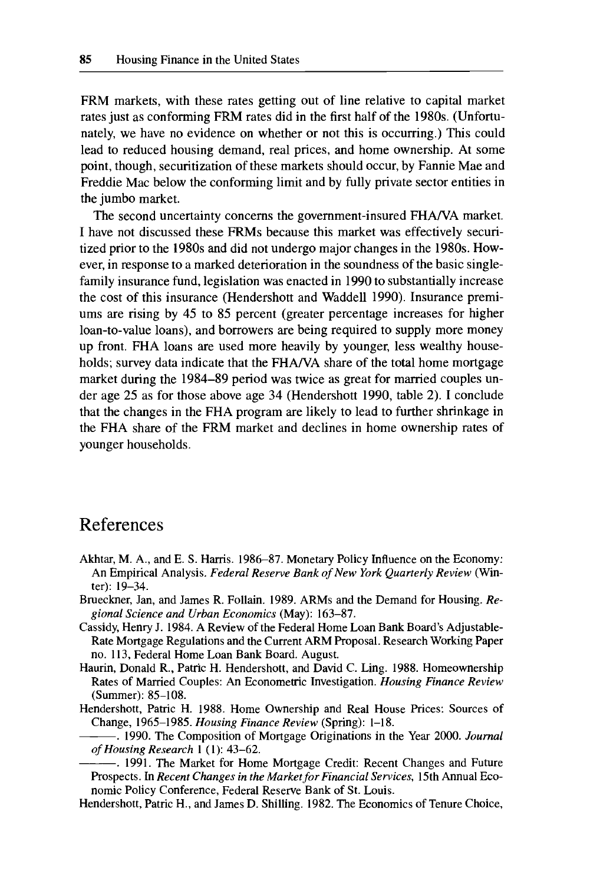FRM markets, with these rates getting out of line relative to capital market rates just as conforming FRM rates did in the first half of the 1980s. (Unfortunately, we have no evidence on whether or not this is occurring.) This could lead to reduced housing demand, real prices, and home ownership. At some point, though, securitization of these markets should occur, by Fannie Mae and Freddie Mac below the conforming limit and by fully private sector entities in the jumbo market.

The second uncertainty concerns the government-insured FHA/VA market. I have not discussed these FRMs because this market was effectively securitized prior to the 1980s and did not undergo major changes in the 1980s. However, in response to a marked deterioration in the soundness of the basic single-family insurance fund, legislation was enacted in 1990 to substantially increase the cost of this insurance (Hendershott and Waddell 1990). Insurance premiums are rising by 45 to 85 percent (greater percentage increases for higher loan-to-value loans), and borrowers are being required to supply more money up front. FHA loans are used more heavily by younger, less wealthy households; survey data indicate that the FHA/VA share of the total home mortgage market during the 1984–89 period was twice as great for married couples under age 25 as for those above age 34 (Hendershott 1990, table 2). I conclude that the changes in the FHA program are likely to lead to further shrinkage in the FHA share of the FRM market and declines in home ownership rates of younger households.

## References

Akhtar, M. A., and E. S. Harris. 1986–87. Monetary Policy Influence on the Economy: An Empirical Analysis. *Federal Reserve Bank of New York Quarterly Review* (Winter): 19–34.

Brueckner, Jan, and James R. Follain. 1989. ARMs and the Demand for Housing. *Regional Science and Urban Economics* (May): 163–87.

Cassidy, Henry J. 1984. A Review of the Federal Home Loan Bank Board's Adjustable-Rate Mortgage Regulations and the Current ARM Proposal. Research Working Paper no. 113, Federal Home Loan Bank Board. August.

Haurin, Donald R., Patric H. Hendershott, and David C. Ling. 1988. Homeownership Rates of Married Couples: An Econometric Investigation. *Housing Finance Review* (Summer): 85–108.

Hendershott, Patric H. 1988. Home Ownership and Real House Prices: Sources of Change, 1965–1985. *Housing Finance Review* (Spring): 1–18.

———. 1990. The Composition of Mortgage Originations in the Year 2000. *Journal of Housing Research* 1 (1): 43–62.

———. 1991. The Market for Home Mortgage Credit: Recent Changes and Future Prospects. In *Recent Changes in the Market for Financial Services*, 15th Annual Economic Policy Conference, Federal Reserve Bank of St. Louis.

Hendershott, Patric H., and James D. Shilling. 1982. The Economics of Tenure Choice,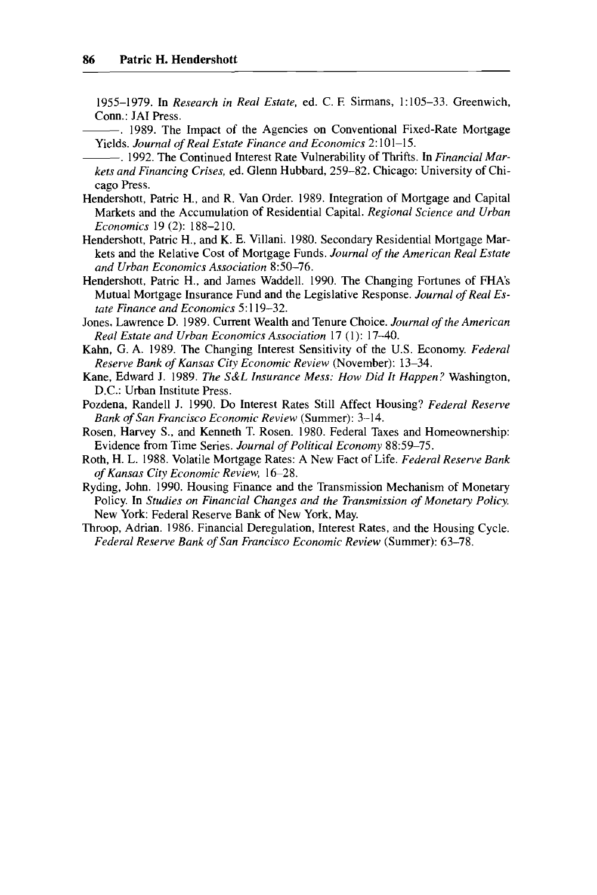1955–1979. In *Research in Real Estate*, ed. C. F. Sirmans, 1:105–33. Greenwich, Conn.: JAI Press.

———. 1989. The Impact of the Agencies on Conventional Fixed-Rate Mortgage Yields. *Journal of Real Estate Finance and Economics* 2:101–15.

———. 1992. The Continued Interest Rate Vulnerability of Thrifts. In *Financial Markets and Financing Crises*, ed. Glenn Hubbard, 259–82. Chicago: University of Chicago Press.

Hendershott, Patric H., and R. Van Order. 1989. Integration of Mortgage and Capital Markets and the Accumulation of Residential Capital. *Regional Science and Urban Economics* 19 (2): 188–210.

Hendershott, Patric H., and K. E. Villani. 1980. Secondary Residential Mortgage Markets and the Relative Cost of Mortgage Funds. *Journal of the American Real Estate and Urban Economics Association* 8:50–76.

Hendershott, Patric H., and James Waddell. 1990. The Changing Fortunes of FHA's Mutual Mortgage Insurance Fund and the Legislative Response. *Journal of Real Estate Finance and Economics* 5:119–32.

Jones, Lawrence D. 1989. Current Wealth and Tenure Choice. *Journal of the American Real Estate and Urban Economics Association* 17 (1): 17–40.

Kahn, G. A. 1989. The Changing Interest Sensitivity of the U.S. Economy. *Federal Reserve Bank of Kansas City Economic Review* (November): 13–34.

Kane, Edward J. 1989. *The S&L Insurance Mess: How Did It Happen?* Washington, D.C.: Urban Institute Press.

Pozdena, Randell J. 1990. Do Interest Rates Still Affect Housing? *Federal Reserve Bank of San Francisco Economic Review* (Summer): 3–14.

Rosen, Harvey S., and Kenneth T. Rosen. 1980. Federal Taxes and Homeownership: Evidence from Time Series. *Journal of Political Economy* 88:59–75.

Roth, H. L. 1988. Volatile Mortgage Rates: A New Fact of Life. *Federal Reserve Bank of Kansas City Economic Review*, 16–28.

Ryding, John. 1990. Housing Finance and the Transmission Mechanism of Monetary Policy. In *Studies on Financial Changes and the Transmission of Monetary Policy*. New York: Federal Reserve Bank of New York, May.

Throop, Adrian. 1986. Financial Deregulation, Interest Rates, and the Housing Cycle. *Federal Reserve Bank of San Francisco Economic Review* (Summer): 63–78.